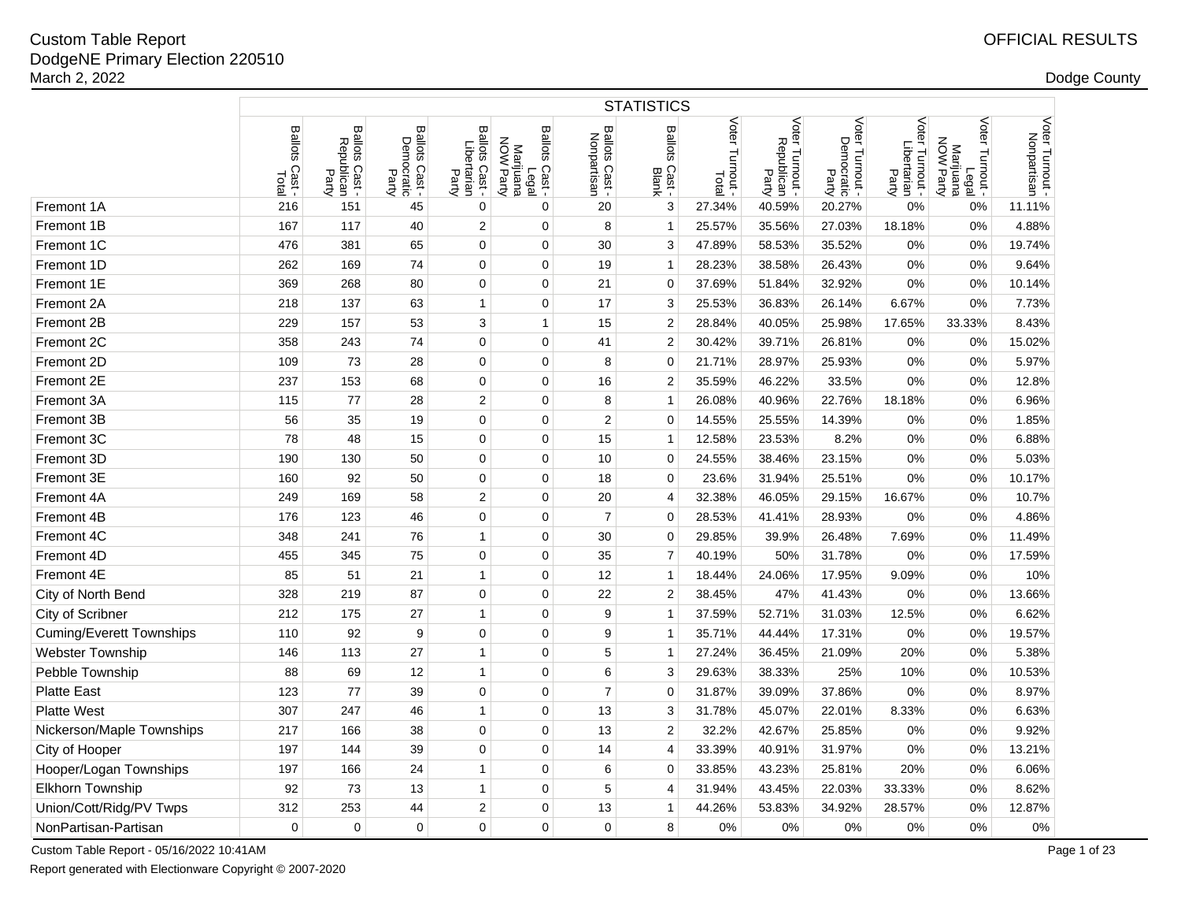Custom Table Report
DodgeNE Primary Election 220510
March 2, 2022

OFFICIAL RESULTS

Dodge County

| | STATISTICS | | | | | | | | | | | | |
|---|---|---|---|---|---|---|---|---|---|---|---|---|---|
| | Ballots Cast - Total | Ballots Cast - Republican Party | Ballots Cast - Democratic Party | Ballots Cast - Libertarian Party | Ballots Cast - Legal Marijuana NOW Party | Ballots Cast - Nonpartisan | Ballots Cast - Blank | Voter Turnout - Total | Voter Turnout - Republican Party | Voter Turnout - Democratic Party | Voter Turnout - Libertarian Party | Voter Turnout - Legal Marijuana NOW Party | Voter Turnout - Nonpartisan |
| Fremont 1A | 216 | 151 | 45 | 0 | 0 | 20 | 3 | 27.34% | 40.59% | 20.27% | 0% | 0% | 11.11% |
| Fremont 1B | 167 | 117 | 40 | 2 | 0 | 8 | 1 | 25.57% | 35.56% | 27.03% | 18.18% | 0% | 4.88% |
| Fremont 1C | 476 | 381 | 65 | 0 | 0 | 30 | 3 | 47.89% | 58.53% | 35.52% | 0% | 0% | 19.74% |
| Fremont 1D | 262 | 169 | 74 | 0 | 0 | 19 | 1 | 28.23% | 38.58% | 26.43% | 0% | 0% | 9.64% |
| Fremont 1E | 369 | 268 | 80 | 0 | 0 | 21 | 0 | 37.69% | 51.84% | 32.92% | 0% | 0% | 10.14% |
| Fremont 2A | 218 | 137 | 63 | 1 | 0 | 17 | 3 | 25.53% | 36.83% | 26.14% | 6.67% | 0% | 7.73% |
| Fremont 2B | 229 | 157 | 53 | 3 | 1 | 15 | 2 | 28.84% | 40.05% | 25.98% | 17.65% | 33.33% | 8.43% |
| Fremont 2C | 358 | 243 | 74 | 0 | 0 | 41 | 2 | 30.42% | 39.71% | 26.81% | 0% | 0% | 15.02% |
| Fremont 2D | 109 | 73 | 28 | 0 | 0 | 8 | 0 | 21.71% | 28.97% | 25.93% | 0% | 0% | 5.97% |
| Fremont 2E | 237 | 153 | 68 | 0 | 0 | 16 | 2 | 35.59% | 46.22% | 33.5% | 0% | 0% | 12.8% |
| Fremont 3A | 115 | 77 | 28 | 2 | 0 | 8 | 1 | 26.08% | 40.96% | 22.76% | 18.18% | 0% | 6.96% |
| Fremont 3B | 56 | 35 | 19 | 0 | 0 | 2 | 0 | 14.55% | 25.55% | 14.39% | 0% | 0% | 1.85% |
| Fremont 3C | 78 | 48 | 15 | 0 | 0 | 15 | 1 | 12.58% | 23.53% | 8.2% | 0% | 0% | 6.88% |
| Fremont 3D | 190 | 130 | 50 | 0 | 0 | 10 | 0 | 24.55% | 38.46% | 23.15% | 0% | 0% | 5.03% |
| Fremont 3E | 160 | 92 | 50 | 0 | 0 | 18 | 0 | 23.6% | 31.94% | 25.51% | 0% | 0% | 10.17% |
| Fremont 4A | 249 | 169 | 58 | 2 | 0 | 20 | 4 | 32.38% | 46.05% | 29.15% | 16.67% | 0% | 10.7% |
| Fremont 4B | 176 | 123 | 46 | 0 | 0 | 7 | 0 | 28.53% | 41.41% | 28.93% | 0% | 0% | 4.86% |
| Fremont 4C | 348 | 241 | 76 | 1 | 0 | 30 | 0 | 29.85% | 39.9% | 26.48% | 7.69% | 0% | 11.49% |
| Fremont 4D | 455 | 345 | 75 | 0 | 0 | 35 | 7 | 40.19% | 50% | 31.78% | 0% | 0% | 17.59% |
| Fremont 4E | 85 | 51 | 21 | 1 | 0 | 12 | 1 | 18.44% | 24.06% | 17.95% | 9.09% | 0% | 10% |
| City of North Bend | 328 | 219 | 87 | 0 | 0 | 22 | 2 | 38.45% | 47% | 41.43% | 0% | 0% | 13.66% |
| City of Scribner | 212 | 175 | 27 | 1 | 0 | 9 | 1 | 37.59% | 52.71% | 31.03% | 12.5% | 0% | 6.62% |
| Cuming/Everett Townships | 110 | 92 | 9 | 0 | 0 | 9 | 1 | 35.71% | 44.44% | 17.31% | 0% | 0% | 19.57% |
| Webster Township | 146 | 113 | 27 | 1 | 0 | 5 | 1 | 27.24% | 36.45% | 21.09% | 20% | 0% | 5.38% |
| Pebble Township | 88 | 69 | 12 | 1 | 0 | 6 | 3 | 29.63% | 38.33% | 25% | 10% | 0% | 10.53% |
| Platte East | 123 | 77 | 39 | 0 | 0 | 7 | 0 | 31.87% | 39.09% | 37.86% | 0% | 0% | 8.97% |
| Platte West | 307 | 247 | 46 | 1 | 0 | 13 | 3 | 31.78% | 45.07% | 22.01% | 8.33% | 0% | 6.63% |
| Nickerson/Maple Townships | 217 | 166 | 38 | 0 | 0 | 13 | 2 | 32.2% | 42.67% | 25.85% | 0% | 0% | 9.92% |
| City of Hooper | 197 | 144 | 39 | 0 | 0 | 14 | 4 | 33.39% | 40.91% | 31.97% | 0% | 0% | 13.21% |
| Hooper/Logan Townships | 197 | 166 | 24 | 1 | 0 | 6 | 0 | 33.85% | 43.23% | 25.81% | 20% | 0% | 6.06% |
| Elkhorn Township | 92 | 73 | 13 | 1 | 0 | 5 | 4 | 31.94% | 43.45% | 22.03% | 33.33% | 0% | 8.62% |
| Union/Cott/Ridg/PV Twps | 312 | 253 | 44 | 2 | 0 | 13 | 1 | 44.26% | 53.83% | 34.92% | 28.57% | 0% | 12.87% |
| NonPartisan-Partisan | 0 | 0 | 0 | 0 | 0 | 0 | 8 | 0% | 0% | 0% | 0% | 0% | 0% |

Custom Table Report - 05/16/2022 10:41AM

Report generated with Electionware Copyright © 2007-2020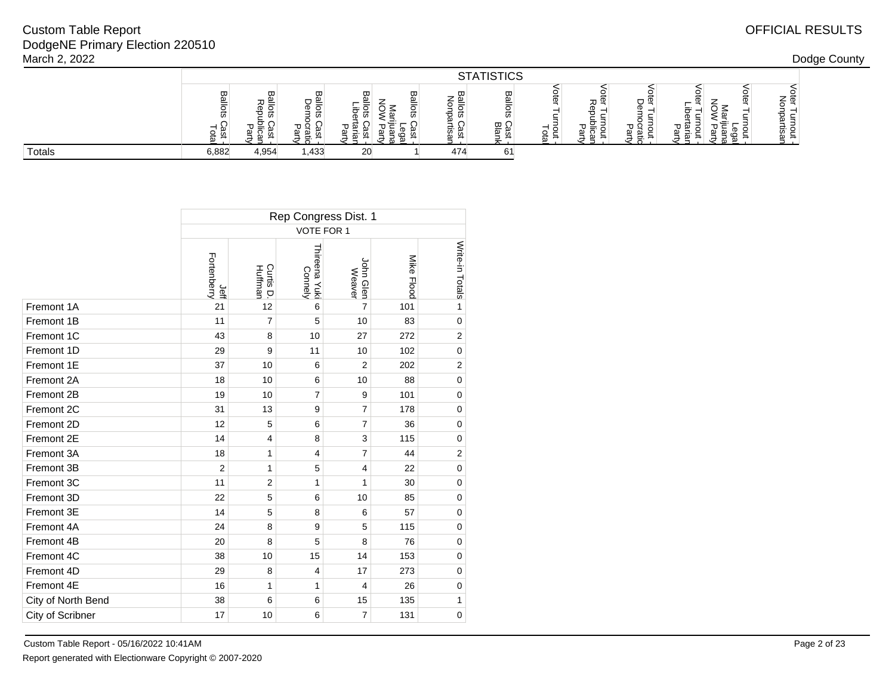Custom Table Report
DodgeNE Primary Election 220510
March 2, 2022

OFFICIAL RESULTS

Dodge County

| | STATISTICS | | | | | | | | | | | | |
|---|---|---|---|---|---|---|---|---|---|---|---|---|---|
| | Ballots Cast - Total | Ballots Cast - Republican Party | Ballots Cast - Democratic Party | Ballots Cast - Libertarian Party | Ballots Cast - Legal Marijuana NOW Party | Ballots Cast - Nonpartisan | Ballots Cast - Blank | Voter Turnout - Total | Voter Turnout - Republican Party | Voter Turnout - Democratic Party | Voter Turnout - Libertarian Party | Voter Turnout - Legal Marijuana NOW Party | Voter Turnout - Nonpartisan |
| Totals | 6,882 | 4,954 | 1,433 | 20 | 1 | 474 | 61 | | | | | | |

| | Rep Congress Dist. 1 | | | | | |
|---|---|---|---|---|---|---|
| | VOTE FOR 1 | | | | | |
| | Jeff Fortenberry | Curtis D. Huffman | Thireena Yuki Connely | John Glen Weaver | Mike Flood | Write-in Totals |
| Fremont 1A | 21 | 12 | 6 | 7 | 101 | 1 |
| Fremont 1B | 11 | 7 | 5 | 10 | 83 | 0 |
| Fremont 1C | 43 | 8 | 10 | 27 | 272 | 2 |
| Fremont 1D | 29 | 9 | 11 | 10 | 102 | 0 |
| Fremont 1E | 37 | 10 | 6 | 2 | 202 | 2 |
| Fremont 2A | 18 | 10 | 6 | 10 | 88 | 0 |
| Fremont 2B | 19 | 10 | 7 | 9 | 101 | 0 |
| Fremont 2C | 31 | 13 | 9 | 7 | 178 | 0 |
| Fremont 2D | 12 | 5 | 6 | 7 | 36 | 0 |
| Fremont 2E | 14 | 4 | 8 | 3 | 115 | 0 |
| Fremont 3A | 18 | 1 | 4 | 7 | 44 | 2 |
| Fremont 3B | 2 | 1 | 5 | 4 | 22 | 0 |
| Fremont 3C | 11 | 2 | 1 | 1 | 30 | 0 |
| Fremont 3D | 22 | 5 | 6 | 10 | 85 | 0 |
| Fremont 3E | 14 | 5 | 8 | 6 | 57 | 0 |
| Fremont 4A | 24 | 8 | 9 | 5 | 115 | 0 |
| Fremont 4B | 20 | 8 | 5 | 8 | 76 | 0 |
| Fremont 4C | 38 | 10 | 15 | 14 | 153 | 0 |
| Fremont 4D | 29 | 8 | 4 | 17 | 273 | 0 |
| Fremont 4E | 16 | 1 | 1 | 4 | 26 | 0 |
| City of North Bend | 38 | 6 | 6 | 15 | 135 | 1 |
| City of Scribner | 17 | 10 | 6 | 7 | 131 | 0 |

Custom Table Report - 05/16/2022 10:41AM

Report generated with Electionware Copyright © 2007-2020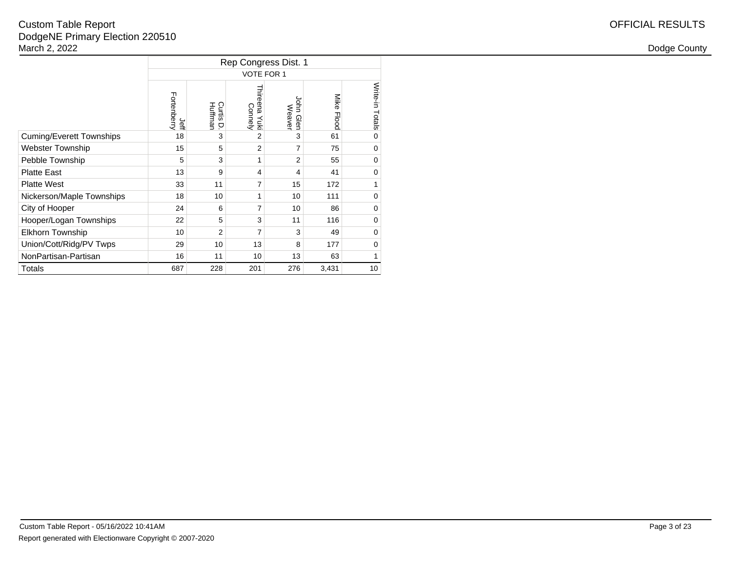Custom Table Report
DodgeNE Primary Election 220510
March 2, 2022

OFFICIAL RESULTS

Dodge County

| | Rep Congress Dist. 1 | | | | | |
|---|---|---|---|---|---|---|
| | VOTE FOR 1 | | | | | |
| | Jeff Fortenberry | Curtis D. Huffman | Thireena Yuki Connely | John Glen Weaver | Mike Flood | Write-in Totals |
| Cuming/Everett Townships | 18 | 3 | 2 | 3 | 61 | 0 |
| Webster Township | 15 | 5 | 2 | 7 | 75 | 0 |
| Pebble Township | 5 | 3 | 1 | 2 | 55 | 0 |
| Platte East | 13 | 9 | 4 | 4 | 41 | 0 |
| Platte West | 33 | 11 | 7 | 15 | 172 | 1 |
| Nickerson/Maple Townships | 18 | 10 | 1 | 10 | 111 | 0 |
| City of Hooper | 24 | 6 | 7 | 10 | 86 | 0 |
| Hooper/Logan Townships | 22 | 5 | 3 | 11 | 116 | 0 |
| Elkhorn Township | 10 | 2 | 7 | 3 | 49 | 0 |
| Union/Cott/Ridg/PV Twps | 29 | 10 | 13 | 8 | 177 | 0 |
| NonPartisan-Partisan | 16 | 11 | 10 | 13 | 63 | 1 |
| Totals | 687 | 228 | 201 | 276 | 3,431 | 10 |

Custom Table Report - 05/16/2022 10:41AM
Report generated with Electionware Copyright © 2007-2020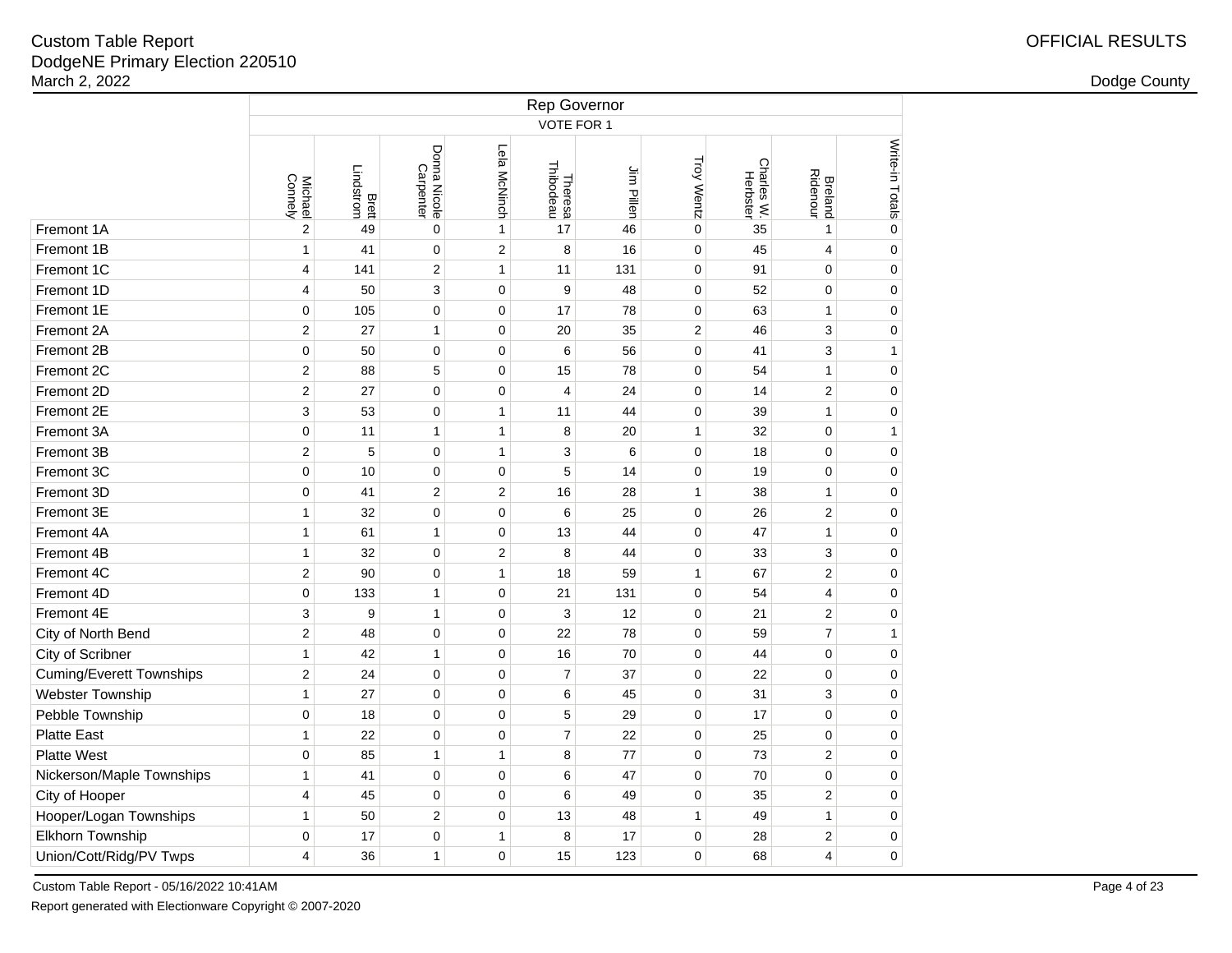Custom Table Report
DodgeNE Primary Election 220510
March 2, 2022

OFFICIAL RESULTS

Dodge County

| | Rep Governor | | | | | | | | | |
|---|---|---|---|---|---|---|---|---|---|---|
| | VOTE FOR 1 | | | | | | | | | |
| | Michael Connely | Brett Lindstrom | Donna Nicole Carpenter | Lela McNinch | Theresa Thibodeau | Jim Pillen | Troy Wentz | Charles W. Herbster | Breland Ridenour | Write-in Totals |
| Fremont 1A | 2 | 49 | 0 | 1 | 17 | 46 | 0 | 35 | 1 | 0 |
| Fremont 1B | 1 | 41 | 0 | 2 | 8 | 16 | 0 | 45 | 4 | 0 |
| Fremont 1C | 4 | 141 | 2 | 1 | 11 | 131 | 0 | 91 | 0 | 0 |
| Fremont 1D | 4 | 50 | 3 | 0 | 9 | 48 | 0 | 52 | 0 | 0 |
| Fremont 1E | 0 | 105 | 0 | 0 | 17 | 78 | 0 | 63 | 1 | 0 |
| Fremont 2A | 2 | 27 | 1 | 0 | 20 | 35 | 2 | 46 | 3 | 0 |
| Fremont 2B | 0 | 50 | 0 | 0 | 6 | 56 | 0 | 41 | 3 | 1 |
| Fremont 2C | 2 | 88 | 5 | 0 | 15 | 78 | 0 | 54 | 1 | 0 |
| Fremont 2D | 2 | 27 | 0 | 0 | 4 | 24 | 0 | 14 | 2 | 0 |
| Fremont 2E | 3 | 53 | 0 | 1 | 11 | 44 | 0 | 39 | 1 | 0 |
| Fremont 3A | 0 | 11 | 1 | 1 | 8 | 20 | 1 | 32 | 0 | 1 |
| Fremont 3B | 2 | 5 | 0 | 1 | 3 | 6 | 0 | 18 | 0 | 0 |
| Fremont 3C | 0 | 10 | 0 | 0 | 5 | 14 | 0 | 19 | 0 | 0 |
| Fremont 3D | 0 | 41 | 2 | 2 | 16 | 28 | 1 | 38 | 1 | 0 |
| Fremont 3E | 1 | 32 | 0 | 0 | 6 | 25 | 0 | 26 | 2 | 0 |
| Fremont 4A | 1 | 61 | 1 | 0 | 13 | 44 | 0 | 47 | 1 | 0 |
| Fremont 4B | 1 | 32 | 0 | 2 | 8 | 44 | 0 | 33 | 3 | 0 |
| Fremont 4C | 2 | 90 | 0 | 1 | 18 | 59 | 1 | 67 | 2 | 0 |
| Fremont 4D | 0 | 133 | 1 | 0 | 21 | 131 | 0 | 54 | 4 | 0 |
| Fremont 4E | 3 | 9 | 1 | 0 | 3 | 12 | 0 | 21 | 2 | 0 |
| City of North Bend | 2 | 48 | 0 | 0 | 22 | 78 | 0 | 59 | 7 | 1 |
| City of Scribner | 1 | 42 | 1 | 0 | 16 | 70 | 0 | 44 | 0 | 0 |
| Cuming/Everett Townships | 2 | 24 | 0 | 0 | 7 | 37 | 0 | 22 | 0 | 0 |
| Webster Township | 1 | 27 | 0 | 0 | 6 | 45 | 0 | 31 | 3 | 0 |
| Pebble Township | 0 | 18 | 0 | 0 | 5 | 29 | 0 | 17 | 0 | 0 |
| Platte East | 1 | 22 | 0 | 0 | 7 | 22 | 0 | 25 | 0 | 0 |
| Platte West | 0 | 85 | 1 | 1 | 8 | 77 | 0 | 73 | 2 | 0 |
| Nickerson/Maple Townships | 1 | 41 | 0 | 0 | 6 | 47 | 0 | 70 | 0 | 0 |
| City of Hooper | 4 | 45 | 0 | 0 | 6 | 49 | 0 | 35 | 2 | 0 |
| Hooper/Logan Townships | 1 | 50 | 2 | 0 | 13 | 48 | 1 | 49 | 1 | 0 |
| Elkhorn Township | 0 | 17 | 0 | 1 | 8 | 17 | 0 | 28 | 2 | 0 |
| Union/Cott/Ridg/PV Twps | 4 | 36 | 1 | 0 | 15 | 123 | 0 | 68 | 4 | 0 |

Custom Table Report - 05/16/2022 10:41AM

Report generated with Electionware Copyright © 2007-2020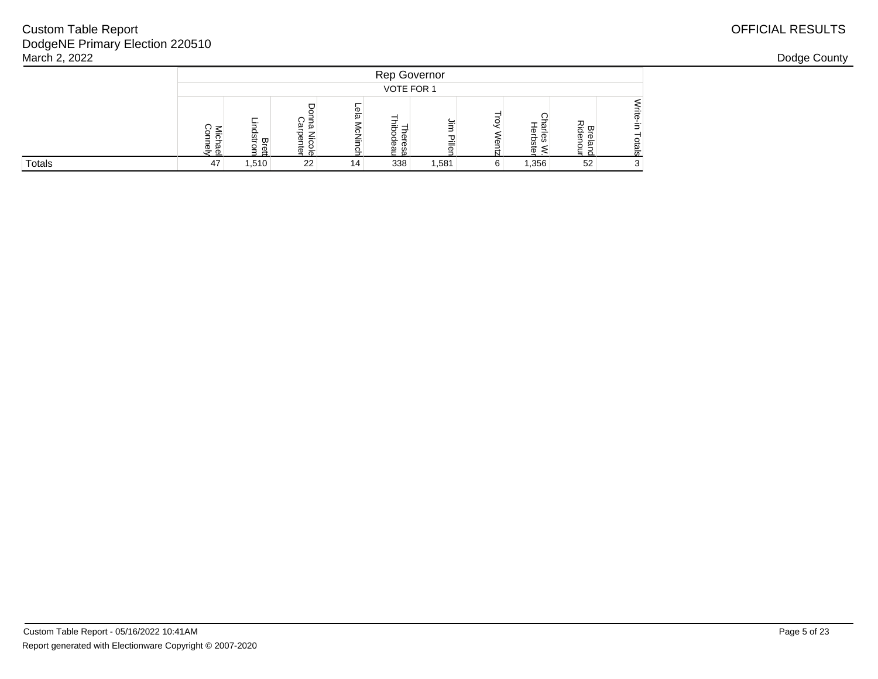# Custom Table Report
DodgeNE Primary Election 220510
March 2, 2022

OFFICIAL RESULTS

Dodge County

| | Rep Governor | | | | | | | | | |
|---|---|---|---|---|---|---|---|---|---|---|
| | VOTE FOR 1 | | | | | | | | | |
| | Michael Connely | Brett Lindstrom | Donna Nicole Carpenter | Lela McNinch | Theresa Thibodeau | Jim Pillen | Troy Wentz | Charles W. Herbster | Breland Ridenour | Write-in Totals |
| Totals | 47 | 1,510 | 22 | 14 | 338 | 1,581 | 6 | 1,356 | 52 | 3 |

Custom Table Report - 05/16/2022 10:41AM

Report generated with Electionware Copyright © 2007-2020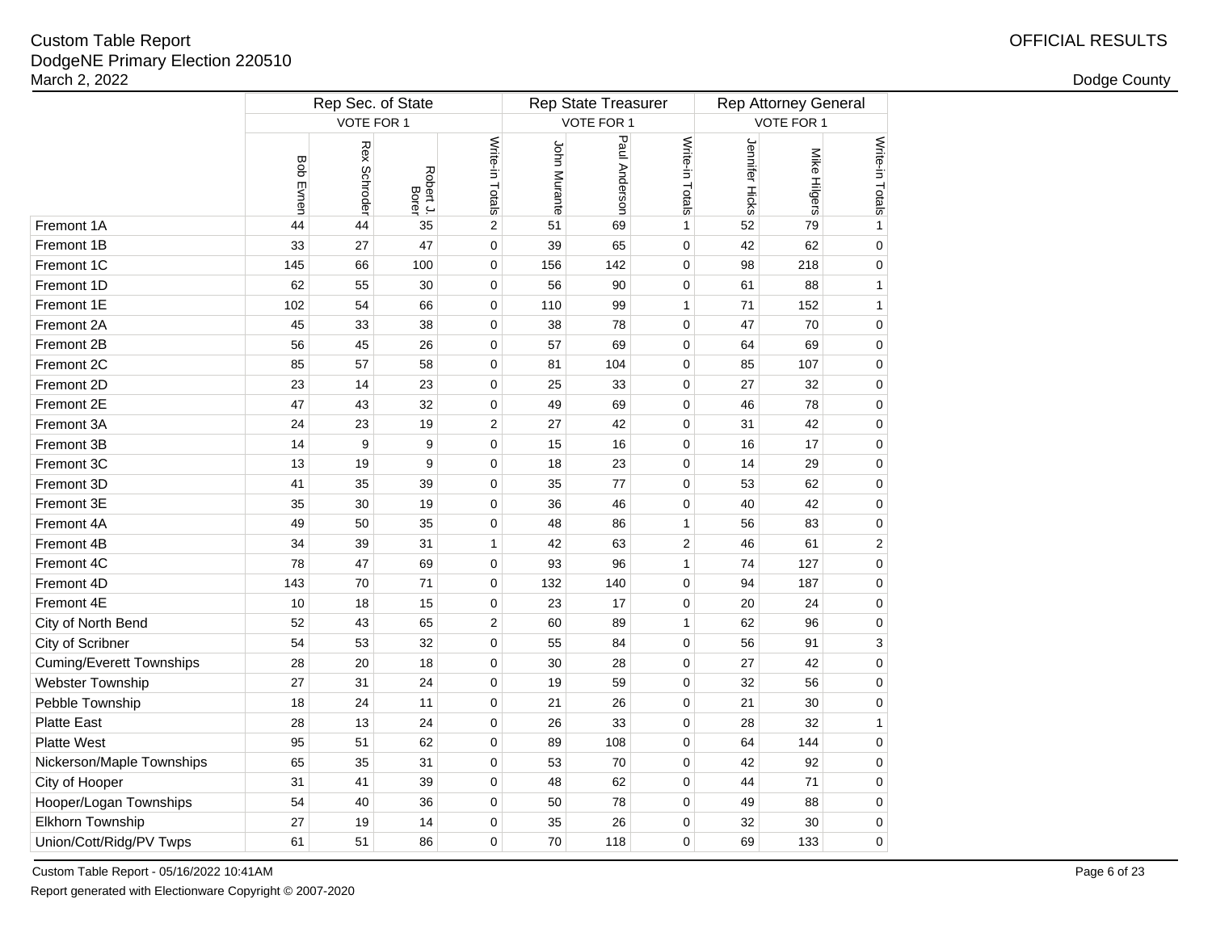Custom Table Report
DodgeNE Primary Election 220510
March 2, 2022

OFFICIAL RESULTS

Dodge County

| | Rep Sec. of State | | | | Rep State Treasurer | | | Rep Attorney General | | |
|---|---|---|---|---|---|---|---|---|---|---|
| | VOTE FOR 1 | | | | VOTE FOR 1 | | | VOTE FOR 1 | | |
| | Bob Evnen | Rex Schroder | Robert J. Borer | Write-in Totals | John Murante | Paul Anderson | Write-in Totals | Jennifer Hicks | Mike Hilgers | Write-in Totals |
| Fremont 1A | 44 | 44 | 35 | 2 | 51 | 69 | 1 | 52 | 79 | 1 |
| Fremont 1B | 33 | 27 | 47 | 0 | 39 | 65 | 0 | 42 | 62 | 0 |
| Fremont 1C | 145 | 66 | 100 | 0 | 156 | 142 | 0 | 98 | 218 | 0 |
| Fremont 1D | 62 | 55 | 30 | 0 | 56 | 90 | 0 | 61 | 88 | 1 |
| Fremont 1E | 102 | 54 | 66 | 0 | 110 | 99 | 1 | 71 | 152 | 1 |
| Fremont 2A | 45 | 33 | 38 | 0 | 38 | 78 | 0 | 47 | 70 | 0 |
| Fremont 2B | 56 | 45 | 26 | 0 | 57 | 69 | 0 | 64 | 69 | 0 |
| Fremont 2C | 85 | 57 | 58 | 0 | 81 | 104 | 0 | 85 | 107 | 0 |
| Fremont 2D | 23 | 14 | 23 | 0 | 25 | 33 | 0 | 27 | 32 | 0 |
| Fremont 2E | 47 | 43 | 32 | 0 | 49 | 69 | 0 | 46 | 78 | 0 |
| Fremont 3A | 24 | 23 | 19 | 2 | 27 | 42 | 0 | 31 | 42 | 0 |
| Fremont 3B | 14 | 9 | 9 | 0 | 15 | 16 | 0 | 16 | 17 | 0 |
| Fremont 3C | 13 | 19 | 9 | 0 | 18 | 23 | 0 | 14 | 29 | 0 |
| Fremont 3D | 41 | 35 | 39 | 0 | 35 | 77 | 0 | 53 | 62 | 0 |
| Fremont 3E | 35 | 30 | 19 | 0 | 36 | 46 | 0 | 40 | 42 | 0 |
| Fremont 4A | 49 | 50 | 35 | 0 | 48 | 86 | 1 | 56 | 83 | 0 |
| Fremont 4B | 34 | 39 | 31 | 1 | 42 | 63 | 2 | 46 | 61 | 2 |
| Fremont 4C | 78 | 47 | 69 | 0 | 93 | 96 | 1 | 74 | 127 | 0 |
| Fremont 4D | 143 | 70 | 71 | 0 | 132 | 140 | 0 | 94 | 187 | 0 |
| Fremont 4E | 10 | 18 | 15 | 0 | 23 | 17 | 0 | 20 | 24 | 0 |
| City of North Bend | 52 | 43 | 65 | 2 | 60 | 89 | 1 | 62 | 96 | 0 |
| City of Scribner | 54 | 53 | 32 | 0 | 55 | 84 | 0 | 56 | 91 | 3 |
| Cuming/Everett Townships | 28 | 20 | 18 | 0 | 30 | 28 | 0 | 27 | 42 | 0 |
| Webster Township | 27 | 31 | 24 | 0 | 19 | 59 | 0 | 32 | 56 | 0 |
| Pebble Township | 18 | 24 | 11 | 0 | 21 | 26 | 0 | 21 | 30 | 0 |
| Platte East | 28 | 13 | 24 | 0 | 26 | 33 | 0 | 28 | 32 | 1 |
| Platte West | 95 | 51 | 62 | 0 | 89 | 108 | 0 | 64 | 144 | 0 |
| Nickerson/Maple Townships | 65 | 35 | 31 | 0 | 53 | 70 | 0 | 42 | 92 | 0 |
| City of Hooper | 31 | 41 | 39 | 0 | 48 | 62 | 0 | 44 | 71 | 0 |
| Hooper/Logan Townships | 54 | 40 | 36 | 0 | 50 | 78 | 0 | 49 | 88 | 0 |
| Elkhorn Township | 27 | 19 | 14 | 0 | 35 | 26 | 0 | 32 | 30 | 0 |
| Union/Cott/Ridg/PV Twps | 61 | 51 | 86 | 0 | 70 | 118 | 0 | 69 | 133 | 0 |

Custom Table Report - 05/16/2022 10:41AM

Report generated with Electionware Copyright © 2007-2020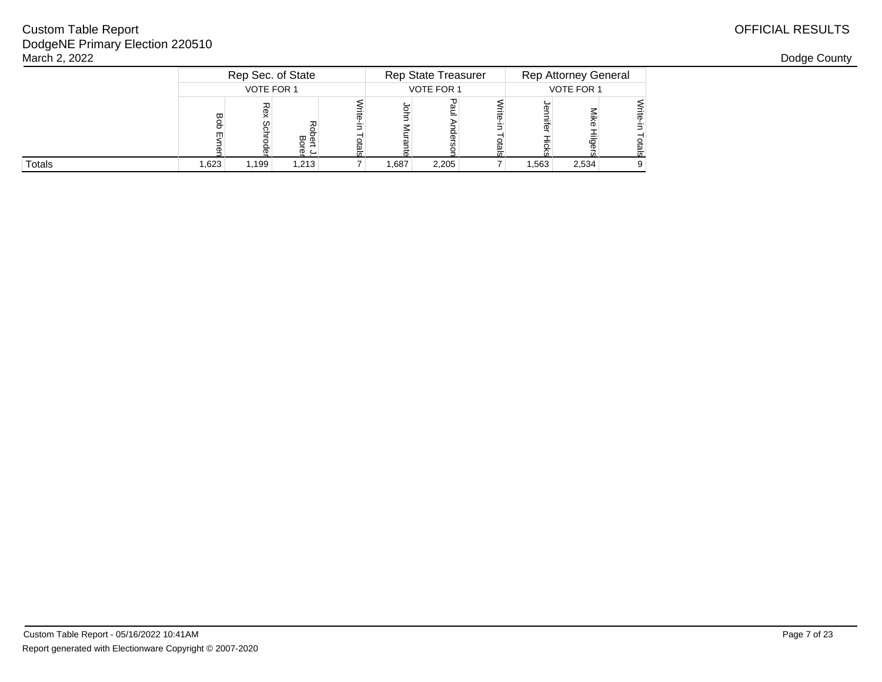Custom Table Report
DodgeNE Primary Election 220510
March 2, 2022

OFFICIAL RESULTS

Dodge County

| | Rep Sec. of State VOTE FOR 1 | | | | Rep State Treasurer VOTE FOR 1 | | | Rep Attorney General VOTE FOR 1 | | |
|---|---|---|---|---|---|---|---|---|---|---|
| | Bob Evnen | Rex Schroder | Robert J. Borer | Write-in Totals | John Murante | Paul Anderson | Write-in Totals | Jennifer Hicks | Mike Hilgers | Write-in Totals |
| Totals | 1,623 | 1,199 | 1,213 | 7 | 1,687 | 2,205 | 7 | 1,563 | 2,534 | 9 |

Custom Table Report - 05/16/2022 10:41AM
Report generated with Electionware Copyright © 2007-2020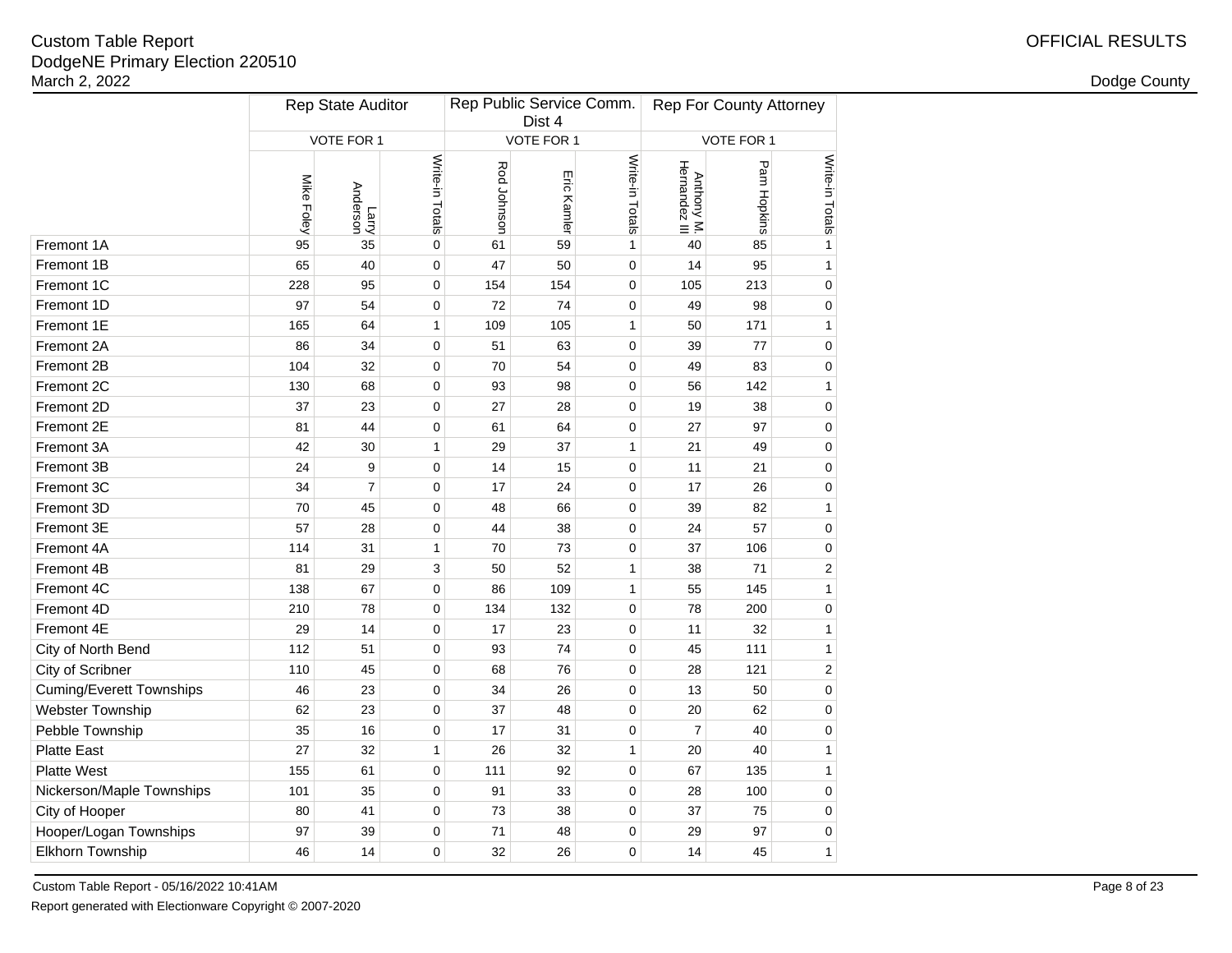Custom Table Report
DodgeNE Primary Election 220510
March 2, 2022

OFFICIAL RESULTS

Dodge County

| | Rep State Auditor | | | Rep Public Service Comm. Dist 4 | | | Rep For County Attorney | | |
|---|---|---|---|---|---|---|---|---|---|
| | VOTE FOR 1 | | | VOTE FOR 1 | | | VOTE FOR 1 | | |
| | Mike Foley | Larry Anderson | Write-in Totals | Rod Johnson | Eric Kamler | Write-in Totals | Anthony M. Hernandez III | Pam Hopkins | Write-in Totals |
| Fremont 1A | 95 | 35 | 0 | 61 | 59 | 1 | 40 | 85 | 1 |
| Fremont 1B | 65 | 40 | 0 | 47 | 50 | 0 | 14 | 95 | 1 |
| Fremont 1C | 228 | 95 | 0 | 154 | 154 | 0 | 105 | 213 | 0 |
| Fremont 1D | 97 | 54 | 0 | 72 | 74 | 0 | 49 | 98 | 0 |
| Fremont 1E | 165 | 64 | 1 | 109 | 105 | 1 | 50 | 171 | 1 |
| Fremont 2A | 86 | 34 | 0 | 51 | 63 | 0 | 39 | 77 | 0 |
| Fremont 2B | 104 | 32 | 0 | 70 | 54 | 0 | 49 | 83 | 0 |
| Fremont 2C | 130 | 68 | 0 | 93 | 98 | 0 | 56 | 142 | 1 |
| Fremont 2D | 37 | 23 | 0 | 27 | 28 | 0 | 19 | 38 | 0 |
| Fremont 2E | 81 | 44 | 0 | 61 | 64 | 0 | 27 | 97 | 0 |
| Fremont 3A | 42 | 30 | 1 | 29 | 37 | 1 | 21 | 49 | 0 |
| Fremont 3B | 24 | 9 | 0 | 14 | 15 | 0 | 11 | 21 | 0 |
| Fremont 3C | 34 | 7 | 0 | 17 | 24 | 0 | 17 | 26 | 0 |
| Fremont 3D | 70 | 45 | 0 | 48 | 66 | 0 | 39 | 82 | 1 |
| Fremont 3E | 57 | 28 | 0 | 44 | 38 | 0 | 24 | 57 | 0 |
| Fremont 4A | 114 | 31 | 1 | 70 | 73 | 0 | 37 | 106 | 0 |
| Fremont 4B | 81 | 29 | 3 | 50 | 52 | 1 | 38 | 71 | 2 |
| Fremont 4C | 138 | 67 | 0 | 86 | 109 | 1 | 55 | 145 | 1 |
| Fremont 4D | 210 | 78 | 0 | 134 | 132 | 0 | 78 | 200 | 0 |
| Fremont 4E | 29 | 14 | 0 | 17 | 23 | 0 | 11 | 32 | 1 |
| City of North Bend | 112 | 51 | 0 | 93 | 74 | 0 | 45 | 111 | 1 |
| City of Scribner | 110 | 45 | 0 | 68 | 76 | 0 | 28 | 121 | 2 |
| Cuming/Everett Townships | 46 | 23 | 0 | 34 | 26 | 0 | 13 | 50 | 0 |
| Webster Township | 62 | 23 | 0 | 37 | 48 | 0 | 20 | 62 | 0 |
| Pebble Township | 35 | 16 | 0 | 17 | 31 | 0 | 7 | 40 | 0 |
| Platte East | 27 | 32 | 1 | 26 | 32 | 1 | 20 | 40 | 1 |
| Platte West | 155 | 61 | 0 | 111 | 92 | 0 | 67 | 135 | 1 |
| Nickerson/Maple Townships | 101 | 35 | 0 | 91 | 33 | 0 | 28 | 100 | 0 |
| City of Hooper | 80 | 41 | 0 | 73 | 38 | 0 | 37 | 75 | 0 |
| Hooper/Logan Townships | 97 | 39 | 0 | 71 | 48 | 0 | 29 | 97 | 0 |
| Elkhorn Township | 46 | 14 | 0 | 32 | 26 | 0 | 14 | 45 | 1 |

Custom Table Report - 05/16/2022 10:41AM

Report generated with Electionware Copyright © 2007-2020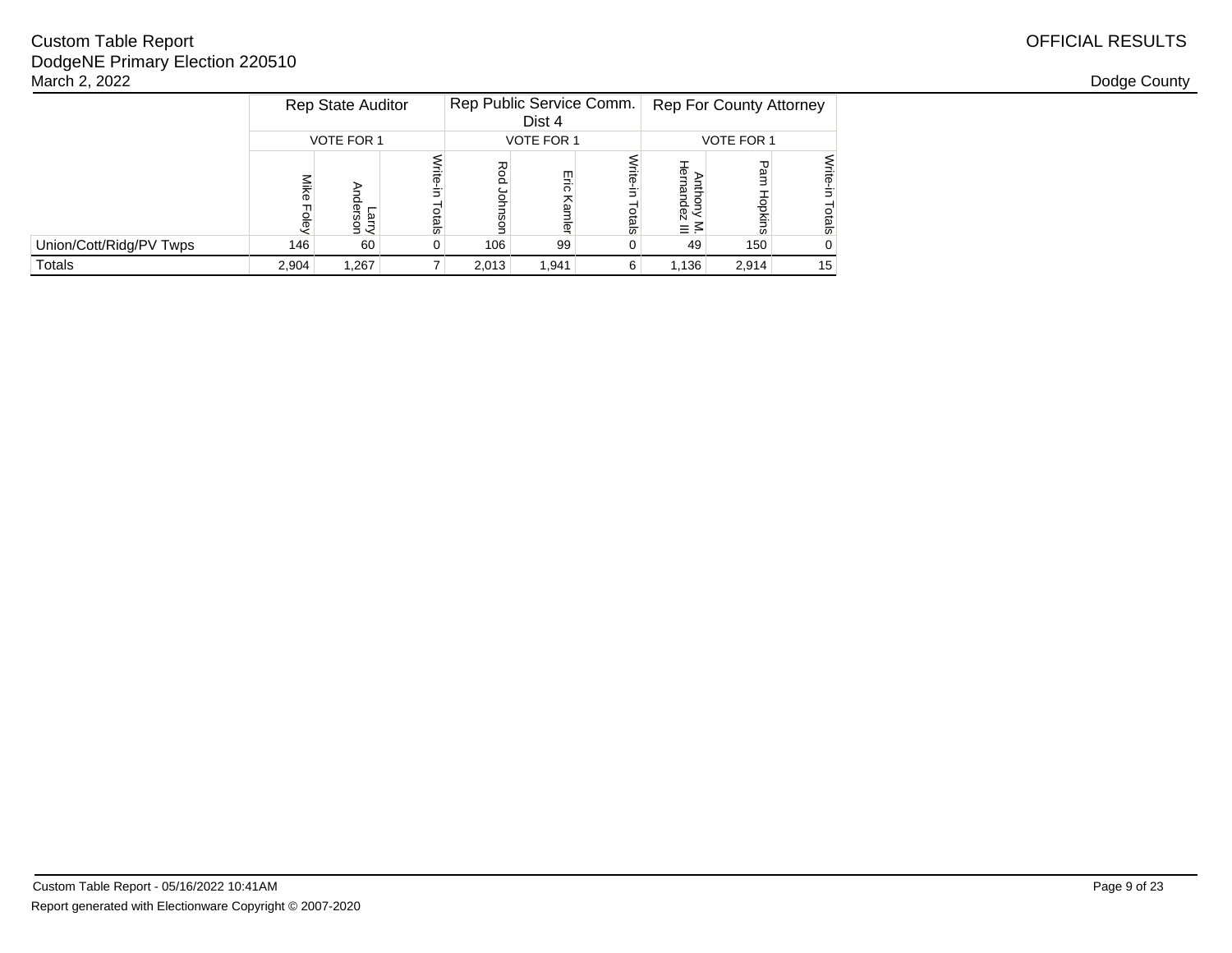Custom Table Report
DodgeNE Primary Election 220510
March 2, 2022

OFFICIAL RESULTS

Dodge County

| | Rep State Auditor | | | Rep Public Service Comm. Dist 4 | | | Rep For County Attorney | | |
|---|---|---|---|---|---|---|---|---|---|
| | VOTE FOR 1 | | | VOTE FOR 1 | | | VOTE FOR 1 | | |
| | Mike Foley | Larry Anderson | Write-in Totals | Rod Johnson | Eric Kamler | Write-in Totals | Anthony M. Hernandez III | Pam Hopkins | Write-in Totals |
| Union/Cott/Ridg/PV Twps | 146 | 60 | 0 | 106 | 99 | 0 | 49 | 150 | 0 |
| Totals | 2,904 | 1,267 | 7 | 2,013 | 1,941 | 6 | 1,136 | 2,914 | 15 |

Custom Table Report - 05/16/2022 10:41AM
Report generated with Electionware Copyright © 2007-2020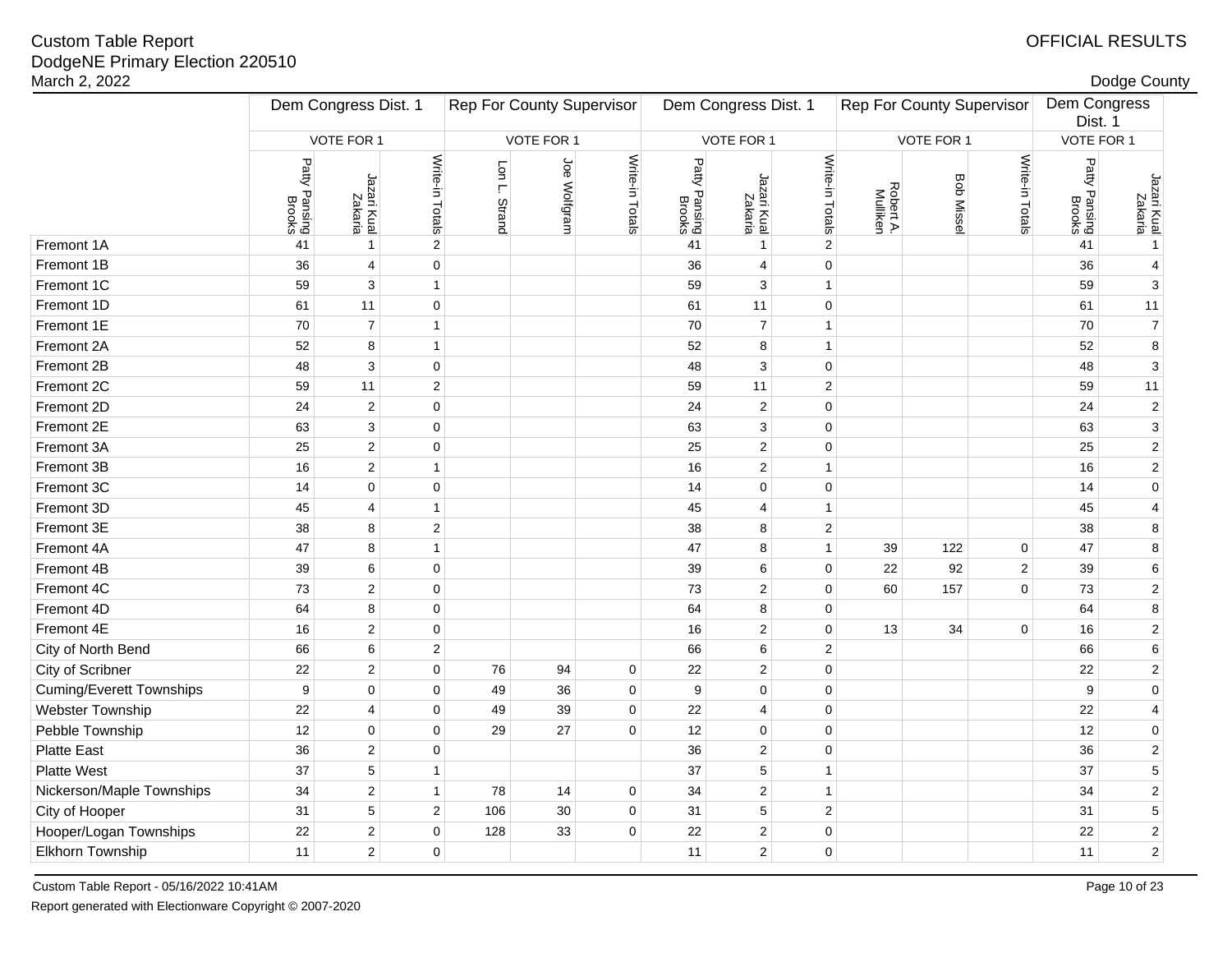Custom Table Report
DodgeNE Primary Election 220510
March 2, 2022

OFFICIAL RESULTS

Dodge County

| | Dem Congress Dist. 1 | | | Rep For County Supervisor | | | Dem Congress Dist. 1 | | | Rep For County Supervisor | | | Dem Congress Dist. 1 | |
|---|---|---|---|---|---|---|---|---|---|---|---|---|---|---|
| | VOTE FOR 1 | | | VOTE FOR 1 | | | VOTE FOR 1 | | | VOTE FOR 1 | | | VOTE FOR 1 | |
| | Patty Pansing Brooks | Jazari Kual Zakaria | Write-in Totals | Lon L. Strand | Joe Wolfgram | Write-in Totals | Patty Pansing Brooks | Jazari Kual Zakaria | Write-in Totals | Robert A. Mulliken | Bob Missel | Write-in Totals | Patty Pansing Brooks | Jazari Kual Zakaria |
| Fremont 1A | 41 | 1 | 2 | | | | 41 | 1 | 2 | | | | 41 | 1 |
| Fremont 1B | 36 | 4 | 0 | | | | 36 | 4 | 0 | | | | 36 | 4 |
| Fremont 1C | 59 | 3 | 1 | | | | 59 | 3 | 1 | | | | 59 | 3 |
| Fremont 1D | 61 | 11 | 0 | | | | 61 | 11 | 0 | | | | 61 | 11 |
| Fremont 1E | 70 | 7 | 1 | | | | 70 | 7 | 1 | | | | 70 | 7 |
| Fremont 2A | 52 | 8 | 1 | | | | 52 | 8 | 1 | | | | 52 | 8 |
| Fremont 2B | 48 | 3 | 0 | | | | 48 | 3 | 0 | | | | 48 | 3 |
| Fremont 2C | 59 | 11 | 2 | | | | 59 | 11 | 2 | | | | 59 | 11 |
| Fremont 2D | 24 | 2 | 0 | | | | 24 | 2 | 0 | | | | 24 | 2 |
| Fremont 2E | 63 | 3 | 0 | | | | 63 | 3 | 0 | | | | 63 | 3 |
| Fremont 3A | 25 | 2 | 0 | | | | 25 | 2 | 0 | | | | 25 | 2 |
| Fremont 3B | 16 | 2 | 1 | | | | 16 | 2 | 1 | | | | 16 | 2 |
| Fremont 3C | 14 | 0 | 0 | | | | 14 | 0 | 0 | | | | 14 | 0 |
| Fremont 3D | 45 | 4 | 1 | | | | 45 | 4 | 1 | | | | 45 | 4 |
| Fremont 3E | 38 | 8 | 2 | | | | 38 | 8 | 2 | | | | 38 | 8 |
| Fremont 4A | 47 | 8 | 1 | | | | 47 | 8 | 1 | 39 | 122 | 0 | 47 | 8 |
| Fremont 4B | 39 | 6 | 0 | | | | 39 | 6 | 0 | 22 | 92 | 2 | 39 | 6 |
| Fremont 4C | 73 | 2 | 0 | | | | 73 | 2 | 0 | 60 | 157 | 0 | 73 | 2 |
| Fremont 4D | 64 | 8 | 0 | | | | 64 | 8 | 0 | | | | 64 | 8 |
| Fremont 4E | 16 | 2 | 0 | | | | 16 | 2 | 0 | 13 | 34 | 0 | 16 | 2 |
| City of North Bend | 66 | 6 | 2 | | | | 66 | 6 | 2 | | | | 66 | 6 |
| City of Scribner | 22 | 2 | 0 | 76 | 94 | 0 | 22 | 2 | 0 | | | | 22 | 2 |
| Cuming/Everett Townships | 9 | 0 | 0 | 49 | 36 | 0 | 9 | 0 | 0 | | | | 9 | 0 |
| Webster Township | 22 | 4 | 0 | 49 | 39 | 0 | 22 | 4 | 0 | | | | 22 | 4 |
| Pebble Township | 12 | 0 | 0 | 29 | 27 | 0 | 12 | 0 | 0 | | | | 12 | 0 |
| Platte East | 36 | 2 | 0 | | | | 36 | 2 | 0 | | | | 36 | 2 |
| Platte West | 37 | 5 | 1 | | | | 37 | 5 | 1 | | | | 37 | 5 |
| Nickerson/Maple Townships | 34 | 2 | 1 | 78 | 14 | 0 | 34 | 2 | 1 | | | | 34 | 2 |
| City of Hooper | 31 | 5 | 2 | 106 | 30 | 0 | 31 | 5 | 2 | | | | 31 | 5 |
| Hooper/Logan Townships | 22 | 2 | 0 | 128 | 33 | 0 | 22 | 2 | 0 | | | | 22 | 2 |
| Elkhorn Township | 11 | 2 | 0 | | | | 11 | 2 | 0 | | | | 11 | 2 |

Custom Table Report - 05/16/2022 10:41AM

Report generated with Electionware Copyright © 2007-2020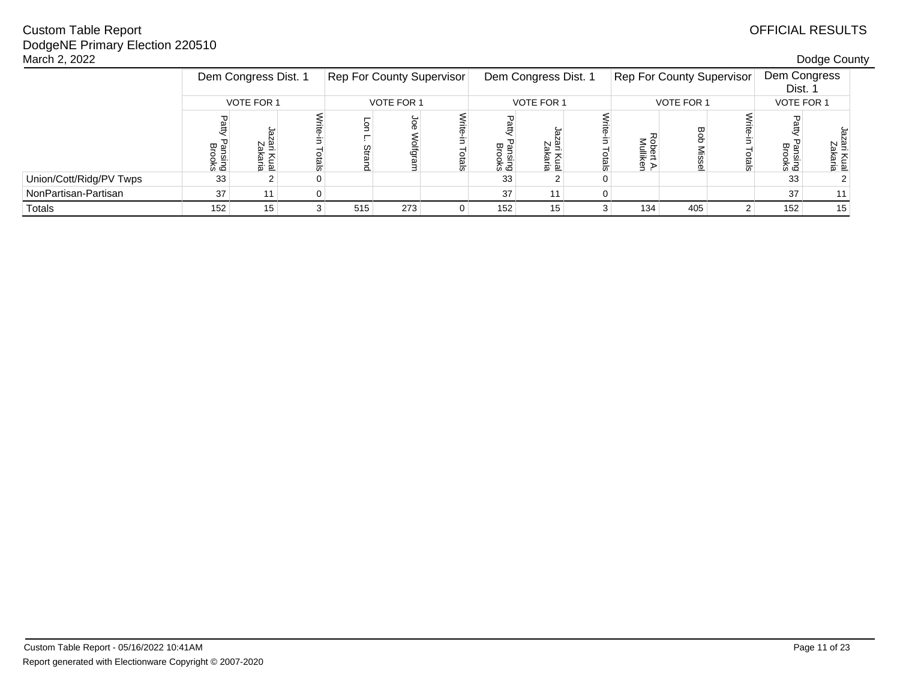Custom Table Report
DodgeNE Primary Election 220510
March 2, 2022

OFFICIAL RESULTS

Dodge County

| | Dem Congress Dist. 1 | | | Rep For County Supervisor | | | Dem Congress Dist. 1 | | | Rep For County Supervisor | | | Dem Congress Dist. 1 | |
|---|---|---|---|---|---|---|---|---|---|---|---|---|---|---|
| | VOTE FOR 1 | | | VOTE FOR 1 | | | VOTE FOR 1 | | | VOTE FOR 1 | | | VOTE FOR 1 | |
| | Patty Pansing Brooks | Jazari Kual Zakaria | Write-in Totals | Lon L. Strand | Joe Wolfgram | Write-in Totals | Patty Pansing Brooks | Jazari Kual Zakaria | Write-in Totals | Robert A. Mulliken | Bob Missel | Write-in Totals | Patty Pansing Brooks | Jazari Kual Zakaria |
| Union/Cott/Ridg/PV Twps | 33 | 2 | 0 | | | | 33 | 2 | 0 | | | | 33 | 2 |
| NonPartisan-Partisan | 37 | 11 | 0 | | | | 37 | 11 | 0 | | | | 37 | 11 |
| Totals | 152 | 15 | 3 | 515 | 273 | 0 | 152 | 15 | 3 | 134 | 405 | 2 | 152 | 15 |

Custom Table Report - 05/16/2022 10:41AM

Report generated with Electionware Copyright © 2007-2020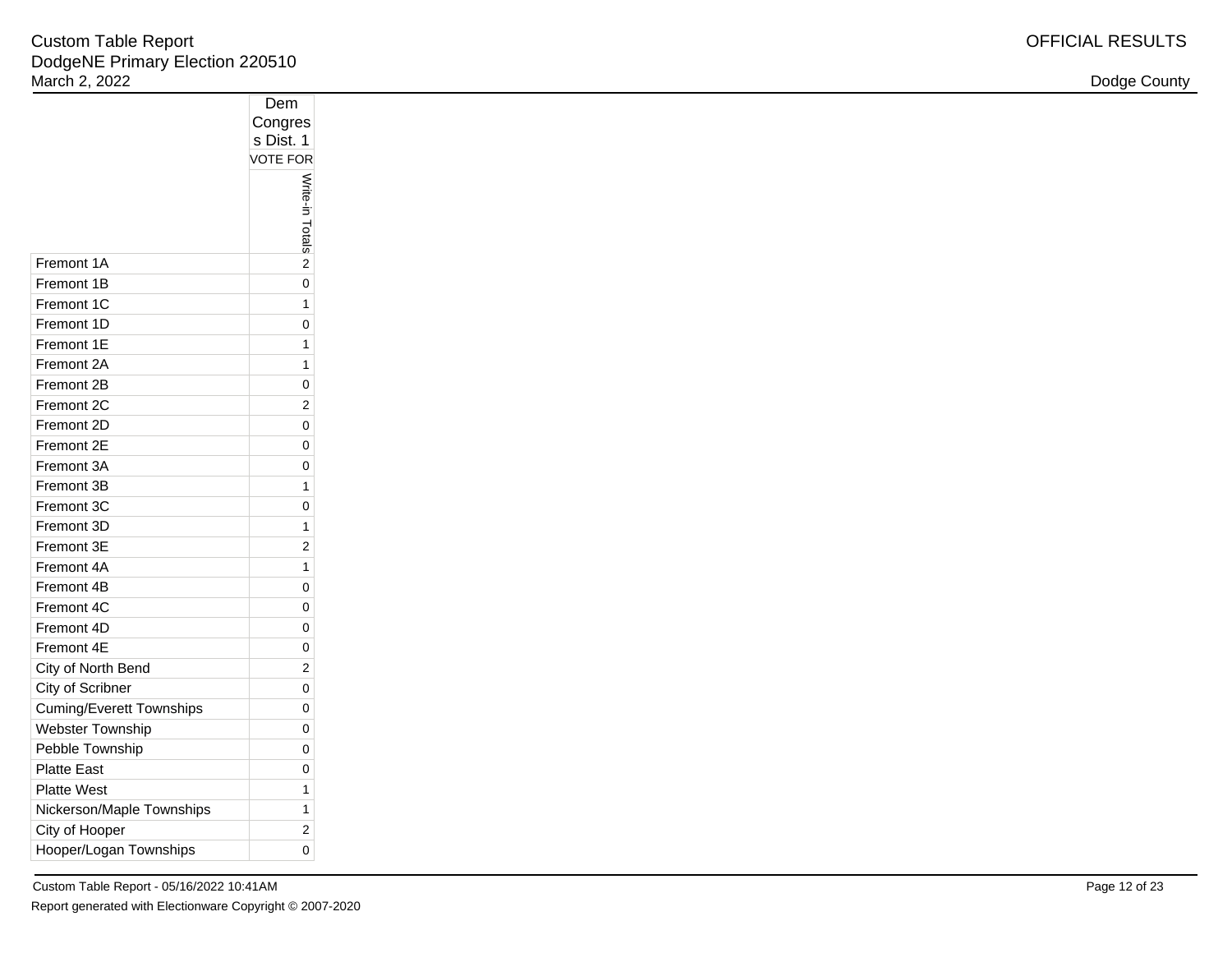| | Dem Congress Dist. 1 |
|---|---|
| | VOTE FOR |
| | Write-in Totals |
| Fremont 1A | 2 |
| Fremont 1B | 0 |
| Fremont 1C | 1 |
| Fremont 1D | 0 |
| Fremont 1E | 1 |
| Fremont 2A | 1 |
| Fremont 2B | 0 |
| Fremont 2C | 2 |
| Fremont 2D | 0 |
| Fremont 2E | 0 |
| Fremont 3A | 0 |
| Fremont 3B | 1 |
| Fremont 3C | 0 |
| Fremont 3D | 1 |
| Fremont 3E | 2 |
| Fremont 4A | 1 |
| Fremont 4B | 0 |
| Fremont 4C | 0 |
| Fremont 4D | 0 |
| Fremont 4E | 0 |
| City of North Bend | 2 |
| City of Scribner | 0 |
| Cuming/Everett Townships | 0 |
| Webster Township | 0 |
| Pebble Township | 0 |
| Platte East | 0 |
| Platte West | 1 |
| Nickerson/Maple Townships | 1 |
| City of Hooper | 2 |
| Hooper/Logan Townships | 0 |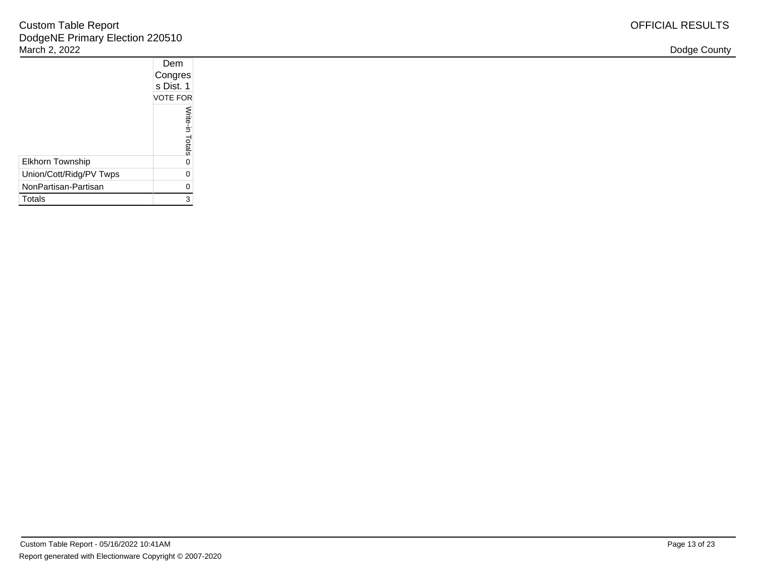Custom Table Report
DodgeNE Primary Election 220510
March 2, 2022

OFFICIAL RESULTS

Dodge County

| | Dem Congress Dist. 1 |
|---|---|
| | VOTE FOR |
| | Write-in Totals |
| Elkhorn Township | 0 |
| Union/Cott/Ridg/PV Twps | 0 |
| NonPartisan-Partisan | 0 |
| Totals | 3 |

Custom Table Report - 05/16/2022 10:41AM

Report generated with Electionware Copyright © 2007-2020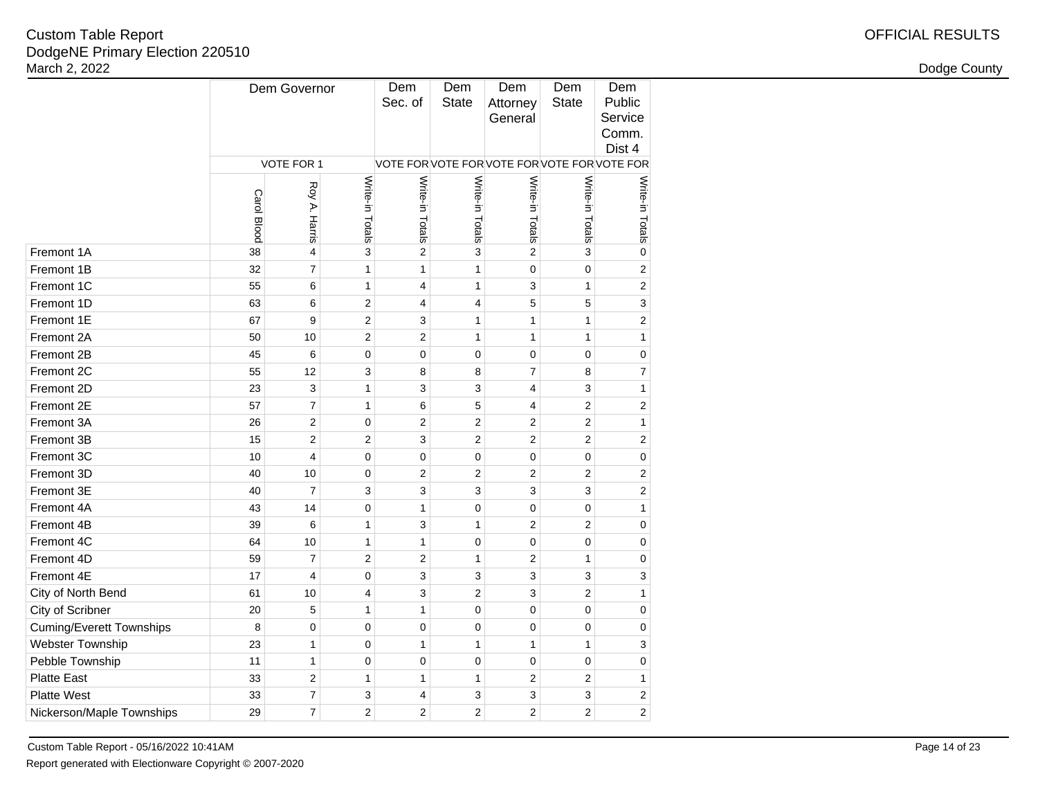Custom Table Report
DodgeNE Primary Election 220510
March 2, 2022

OFFICIAL RESULTS

Dodge County

| | Dem Governor | | | Dem Sec. of | Dem State | Dem Attorney General | Dem State | Dem Public Service Comm. Dist 4 |
|---|---|---|---|---|---|---|---|---|
| | VOTE FOR 1 | | | VOTE FOR | VOTE FOR | VOTE FOR | VOTE FOR | VOTE FOR |
| | Carol Blood | Roy A. Harris | Write-in Totals | Write-in Totals | Write-in Totals | Write-in Totals | Write-in Totals | Write-in Totals |
| Fremont 1A | 38 | 4 | 3 | 2 | 3 | 2 | 3 | 0 |
| Fremont 1B | 32 | 7 | 1 | 1 | 1 | 0 | 0 | 2 |
| Fremont 1C | 55 | 6 | 1 | 4 | 1 | 3 | 1 | 2 |
| Fremont 1D | 63 | 6 | 2 | 4 | 4 | 5 | 5 | 3 |
| Fremont 1E | 67 | 9 | 2 | 3 | 1 | 1 | 1 | 2 |
| Fremont 2A | 50 | 10 | 2 | 2 | 1 | 1 | 1 | 1 |
| Fremont 2B | 45 | 6 | 0 | 0 | 0 | 0 | 0 | 0 |
| Fremont 2C | 55 | 12 | 3 | 8 | 8 | 7 | 8 | 7 |
| Fremont 2D | 23 | 3 | 1 | 3 | 3 | 4 | 3 | 1 |
| Fremont 2E | 57 | 7 | 1 | 6 | 5 | 4 | 2 | 2 |
| Fremont 3A | 26 | 2 | 0 | 2 | 2 | 2 | 2 | 1 |
| Fremont 3B | 15 | 2 | 2 | 3 | 2 | 2 | 2 | 2 |
| Fremont 3C | 10 | 4 | 0 | 0 | 0 | 0 | 0 | 0 |
| Fremont 3D | 40 | 10 | 0 | 2 | 2 | 2 | 2 | 2 |
| Fremont 3E | 40 | 7 | 3 | 3 | 3 | 3 | 3 | 2 |
| Fremont 4A | 43 | 14 | 0 | 1 | 0 | 0 | 0 | 1 |
| Fremont 4B | 39 | 6 | 1 | 3 | 1 | 2 | 2 | 0 |
| Fremont 4C | 64 | 10 | 1 | 1 | 0 | 0 | 0 | 0 |
| Fremont 4D | 59 | 7 | 2 | 2 | 1 | 2 | 1 | 0 |
| Fremont 4E | 17 | 4 | 0 | 3 | 3 | 3 | 3 | 3 |
| City of North Bend | 61 | 10 | 4 | 3 | 2 | 3 | 2 | 1 |
| City of Scribner | 20 | 5 | 1 | 1 | 0 | 0 | 0 | 0 |
| Cuming/Everett Townships | 8 | 0 | 0 | 0 | 0 | 0 | 0 | 0 |
| Webster Township | 23 | 1 | 0 | 1 | 1 | 1 | 1 | 3 |
| Pebble Township | 11 | 1 | 0 | 0 | 0 | 0 | 0 | 0 |
| Platte East | 33 | 2 | 1 | 1 | 1 | 2 | 2 | 1 |
| Platte West | 33 | 7 | 3 | 4 | 3 | 3 | 3 | 2 |
| Nickerson/Maple Townships | 29 | 7 | 2 | 2 | 2 | 2 | 2 | 2 |

Custom Table Report - 05/16/2022 10:41AM
Report generated with Electionware Copyright © 2007-2020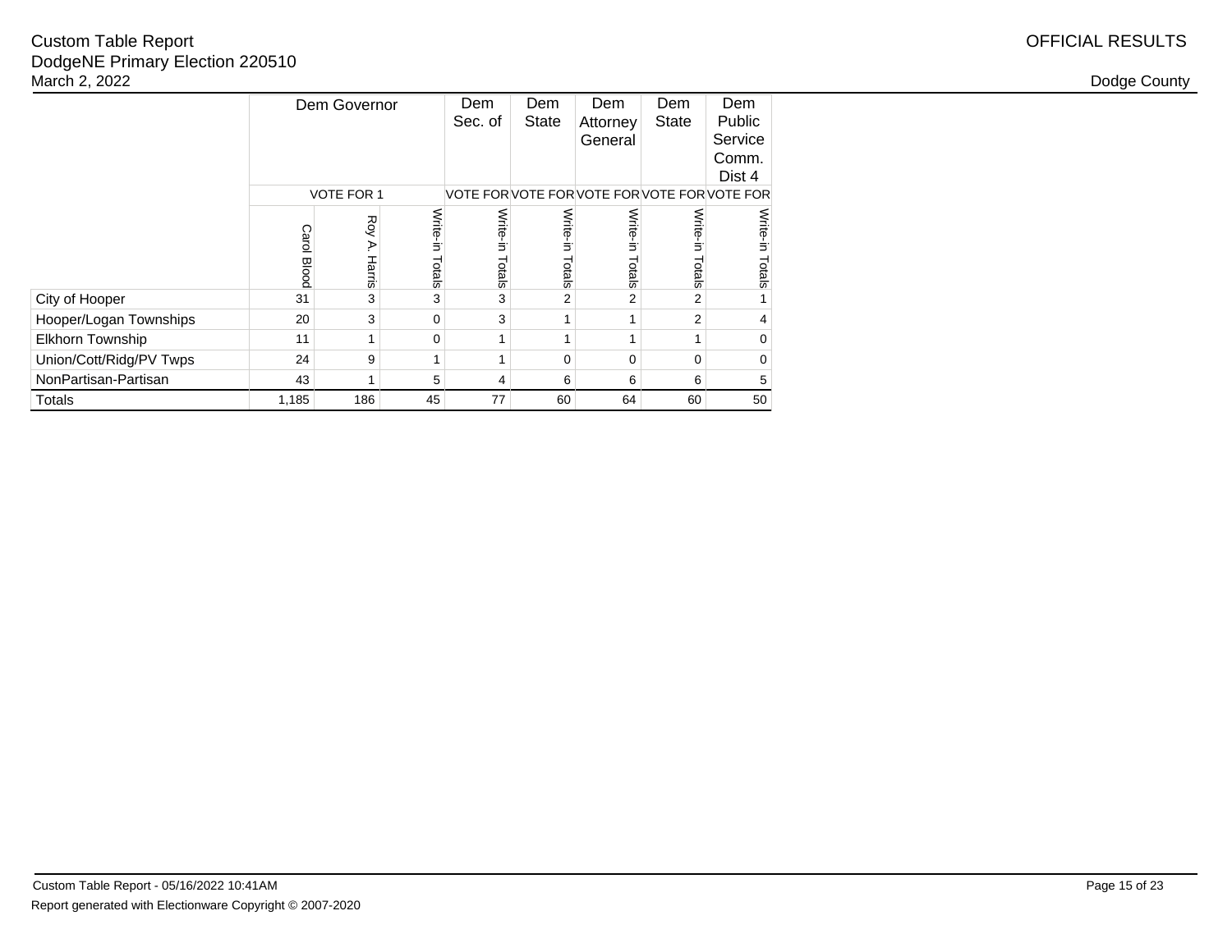Custom Table Report
DodgeNE Primary Election 220510
March 2, 2022

OFFICIAL RESULTS

Dodge County

| | Dem Governor | | | Dem Sec. of | Dem State | Dem Attorney General | Dem State | Dem Public Service Comm. Dist 4 |
|---|---|---|---|---|---|---|---|---|
| | VOTE FOR 1 | | | VOTE FOR | VOTE FOR | VOTE FOR | VOTE FOR | VOTE FOR |
| | Carol Blood | Roy A. Harris | Write-in Totals | Write-in Totals | Write-in Totals | Write-in Totals | Write-in Totals | Write-in Totals |
| City of Hooper | 31 | 3 | 3 | 3 | 2 | 2 | 2 | 1 |
| Hooper/Logan Townships | 20 | 3 | 0 | 3 | 1 | 1 | 2 | 4 |
| Elkhorn Township | 11 | 1 | 0 | 1 | 1 | 1 | 1 | 0 |
| Union/Cott/Ridg/PV Twps | 24 | 9 | 1 | 1 | 0 | 0 | 0 | 0 |
| NonPartisan-Partisan | 43 | 1 | 5 | 4 | 6 | 6 | 6 | 5 |
| Totals | 1,185 | 186 | 45 | 77 | 60 | 64 | 60 | 50 |

Custom Table Report - 05/16/2022 10:41AM
Report generated with Electionware Copyright © 2007-2020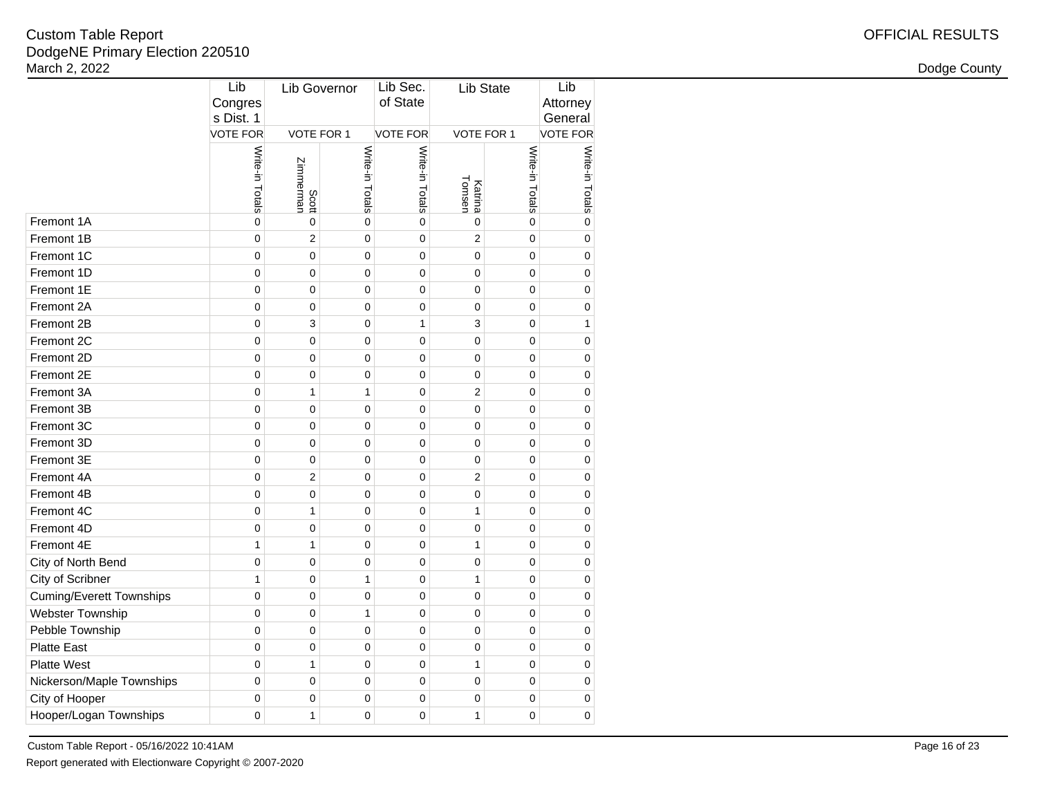Custom Table Report
DodgeNE Primary Election 220510
March 2, 2022

OFFICIAL RESULTS

Dodge County

| | Lib Congress Dist. 1 | Lib Governor | | Lib Sec. of State | Lib State | | Lib Attorney General |
|---|---|---|---|---|---|---|---|
| | VOTE FOR | VOTE FOR 1 | | VOTE FOR | VOTE FOR 1 | | VOTE FOR |
| | Write-in Totals | Scott Zimmerman | Write-in Totals | Write-in Totals | Katrina Tomsen | Write-in Totals | Write-in Totals |
| Fremont 1A | 0 | 0 | 0 | 0 | 0 | 0 | 0 |
| Fremont 1B | 0 | 2 | 0 | 0 | 2 | 0 | 0 |
| Fremont 1C | 0 | 0 | 0 | 0 | 0 | 0 | 0 |
| Fremont 1D | 0 | 0 | 0 | 0 | 0 | 0 | 0 |
| Fremont 1E | 0 | 0 | 0 | 0 | 0 | 0 | 0 |
| Fremont 2A | 0 | 0 | 0 | 0 | 0 | 0 | 0 |
| Fremont 2B | 0 | 3 | 0 | 1 | 3 | 0 | 1 |
| Fremont 2C | 0 | 0 | 0 | 0 | 0 | 0 | 0 |
| Fremont 2D | 0 | 0 | 0 | 0 | 0 | 0 | 0 |
| Fremont 2E | 0 | 0 | 0 | 0 | 0 | 0 | 0 |
| Fremont 3A | 0 | 1 | 1 | 0 | 2 | 0 | 0 |
| Fremont 3B | 0 | 0 | 0 | 0 | 0 | 0 | 0 |
| Fremont 3C | 0 | 0 | 0 | 0 | 0 | 0 | 0 |
| Fremont 3D | 0 | 0 | 0 | 0 | 0 | 0 | 0 |
| Fremont 3E | 0 | 0 | 0 | 0 | 0 | 0 | 0 |
| Fremont 4A | 0 | 2 | 0 | 0 | 2 | 0 | 0 |
| Fremont 4B | 0 | 0 | 0 | 0 | 0 | 0 | 0 |
| Fremont 4C | 0 | 1 | 0 | 0 | 1 | 0 | 0 |
| Fremont 4D | 0 | 0 | 0 | 0 | 0 | 0 | 0 |
| Fremont 4E | 1 | 1 | 0 | 0 | 1 | 0 | 0 |
| City of North Bend | 0 | 0 | 0 | 0 | 0 | 0 | 0 |
| City of Scribner | 1 | 0 | 1 | 0 | 1 | 0 | 0 |
| Cuming/Everett Townships | 0 | 0 | 0 | 0 | 0 | 0 | 0 |
| Webster Township | 0 | 0 | 1 | 0 | 0 | 0 | 0 |
| Pebble Township | 0 | 0 | 0 | 0 | 0 | 0 | 0 |
| Platte East | 0 | 0 | 0 | 0 | 0 | 0 | 0 |
| Platte West | 0 | 1 | 0 | 0 | 1 | 0 | 0 |
| Nickerson/Maple Townships | 0 | 0 | 0 | 0 | 0 | 0 | 0 |
| City of Hooper | 0 | 0 | 0 | 0 | 0 | 0 | 0 |
| Hooper/Logan Townships | 0 | 1 | 0 | 0 | 1 | 0 | 0 |

Custom Table Report - 05/16/2022 10:41AM

Report generated with Electionware Copyright © 2007-2020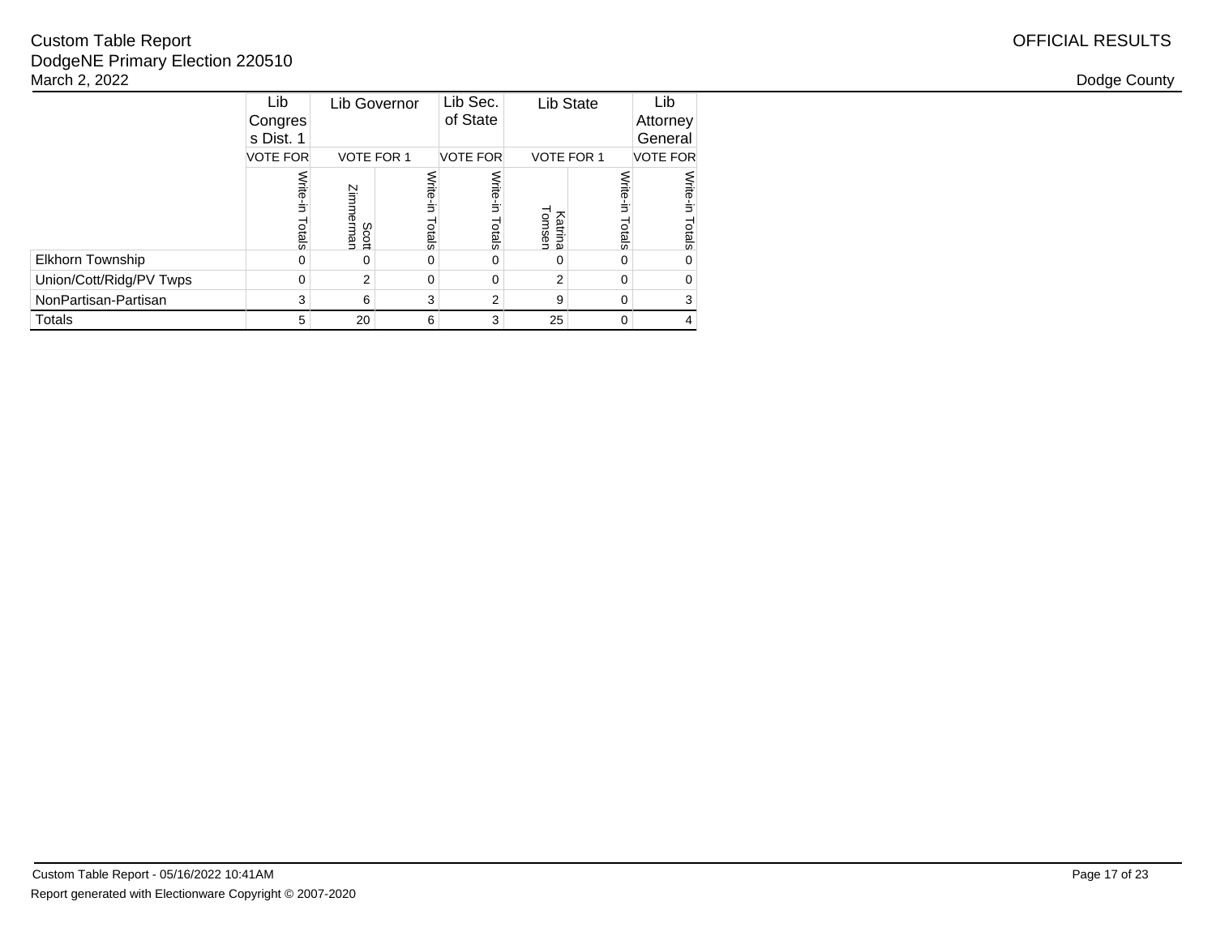Custom Table Report
DodgeNE Primary Election 220510
March 2, 2022

OFFICIAL RESULTS

Dodge County

| | Lib Congress Dist. 1 | Lib Governor | | Lib Sec. of State | Lib State | | Lib Attorney General |
|---|---|---|---|---|---|---|---|
| | VOTE FOR | VOTE FOR 1 | | VOTE FOR | VOTE FOR 1 | | VOTE FOR |
| | Write-in Totals | Scott Zimmerman | Write-in Totals | Write-in Totals | Katrina Tomsen | Write-in Totals | Write-in Totals |
| Elkhorn Township | 0 | 0 | 0 | 0 | 0 | 0 | 0 |
| Union/Cott/Ridg/PV Twps | 0 | 2 | 0 | 0 | 2 | 0 | 0 |
| NonPartisan-Partisan | 3 | 6 | 3 | 2 | 9 | 0 | 3 |
| Totals | 5 | 20 | 6 | 3 | 25 | 0 | 4 |

Custom Table Report - 05/16/2022 10:41AM
Report generated with Electionware Copyright © 2007-2020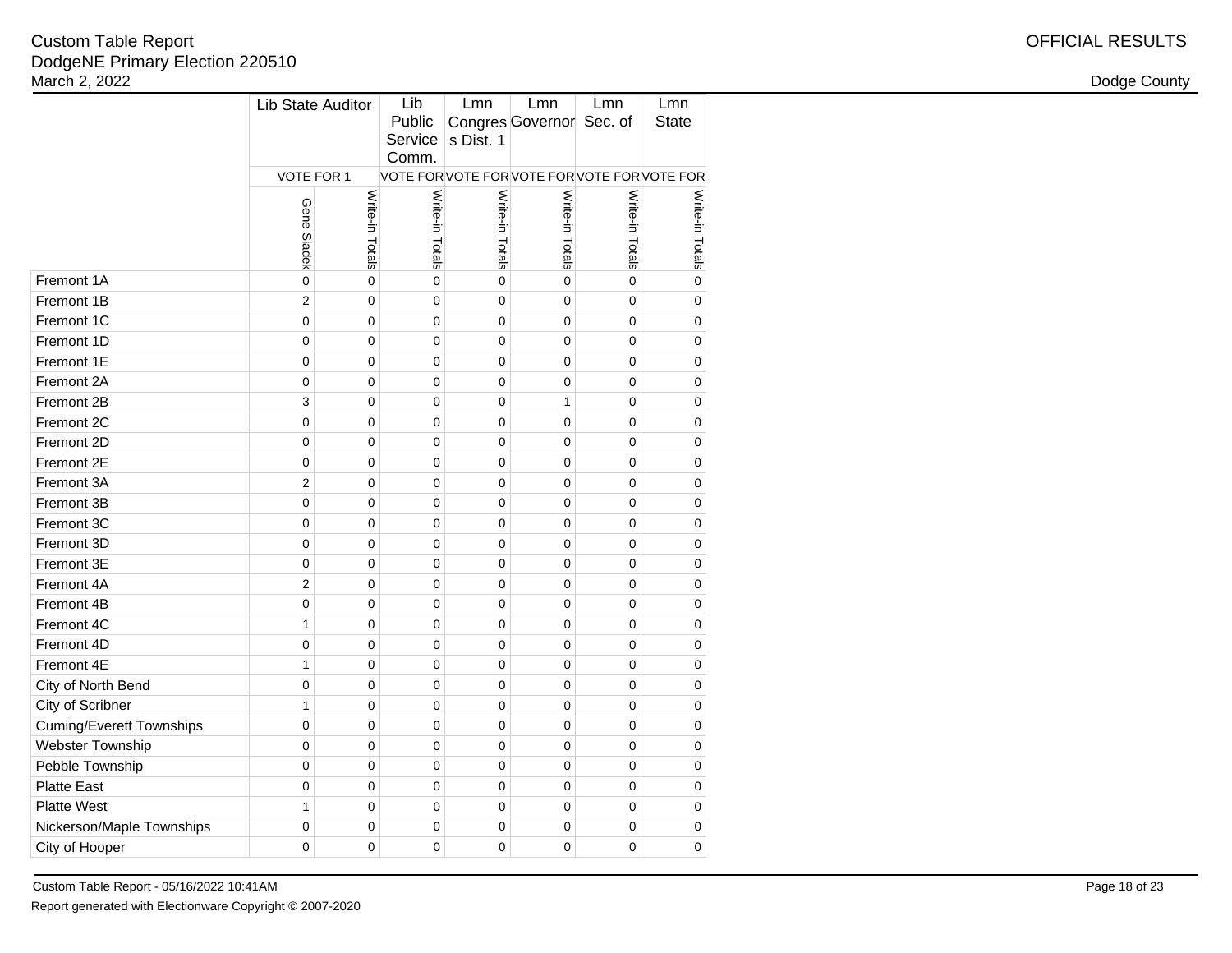| | Lib State Auditor | | Lib Public Service Comm. | Lmn Congress Dist. 1 | Lmn Governor | Lmn Sec. of | Lmn State |
|---|---|---|---|---|---|---|---|
| | VOTE FOR 1 | | VOTE FOR | VOTE FOR | VOTE FOR | VOTE FOR | VOTE FOR |
| | Gene Siadek | Write-in Totals | Write-in Totals | Write-in Totals | Write-in Totals | Write-in Totals | Write-in Totals |
| Fremont 1A | 0 | 0 | 0 | 0 | 0 | 0 | 0 |
| Fremont 1B | 2 | 0 | 0 | 0 | 0 | 0 | 0 |
| Fremont 1C | 0 | 0 | 0 | 0 | 0 | 0 | 0 |
| Fremont 1D | 0 | 0 | 0 | 0 | 0 | 0 | 0 |
| Fremont 1E | 0 | 0 | 0 | 0 | 0 | 0 | 0 |
| Fremont 2A | 0 | 0 | 0 | 0 | 0 | 0 | 0 |
| Fremont 2B | 3 | 0 | 0 | 0 | 1 | 0 | 0 |
| Fremont 2C | 0 | 0 | 0 | 0 | 0 | 0 | 0 |
| Fremont 2D | 0 | 0 | 0 | 0 | 0 | 0 | 0 |
| Fremont 2E | 0 | 0 | 0 | 0 | 0 | 0 | 0 |
| Fremont 3A | 2 | 0 | 0 | 0 | 0 | 0 | 0 |
| Fremont 3B | 0 | 0 | 0 | 0 | 0 | 0 | 0 |
| Fremont 3C | 0 | 0 | 0 | 0 | 0 | 0 | 0 |
| Fremont 3D | 0 | 0 | 0 | 0 | 0 | 0 | 0 |
| Fremont 3E | 0 | 0 | 0 | 0 | 0 | 0 | 0 |
| Fremont 4A | 2 | 0 | 0 | 0 | 0 | 0 | 0 |
| Fremont 4B | 0 | 0 | 0 | 0 | 0 | 0 | 0 |
| Fremont 4C | 1 | 0 | 0 | 0 | 0 | 0 | 0 |
| Fremont 4D | 0 | 0 | 0 | 0 | 0 | 0 | 0 |
| Fremont 4E | 1 | 0 | 0 | 0 | 0 | 0 | 0 |
| City of North Bend | 0 | 0 | 0 | 0 | 0 | 0 | 0 |
| City of Scribner | 1 | 0 | 0 | 0 | 0 | 0 | 0 |
| Cuming/Everett Townships | 0 | 0 | 0 | 0 | 0 | 0 | 0 |
| Webster Township | 0 | 0 | 0 | 0 | 0 | 0 | 0 |
| Pebble Township | 0 | 0 | 0 | 0 | 0 | 0 | 0 |
| Platte East | 0 | 0 | 0 | 0 | 0 | 0 | 0 |
| Platte West | 1 | 0 | 0 | 0 | 0 | 0 | 0 |
| Nickerson/Maple Townships | 0 | 0 | 0 | 0 | 0 | 0 | 0 |
| City of Hooper | 0 | 0 | 0 | 0 | 0 | 0 | 0 |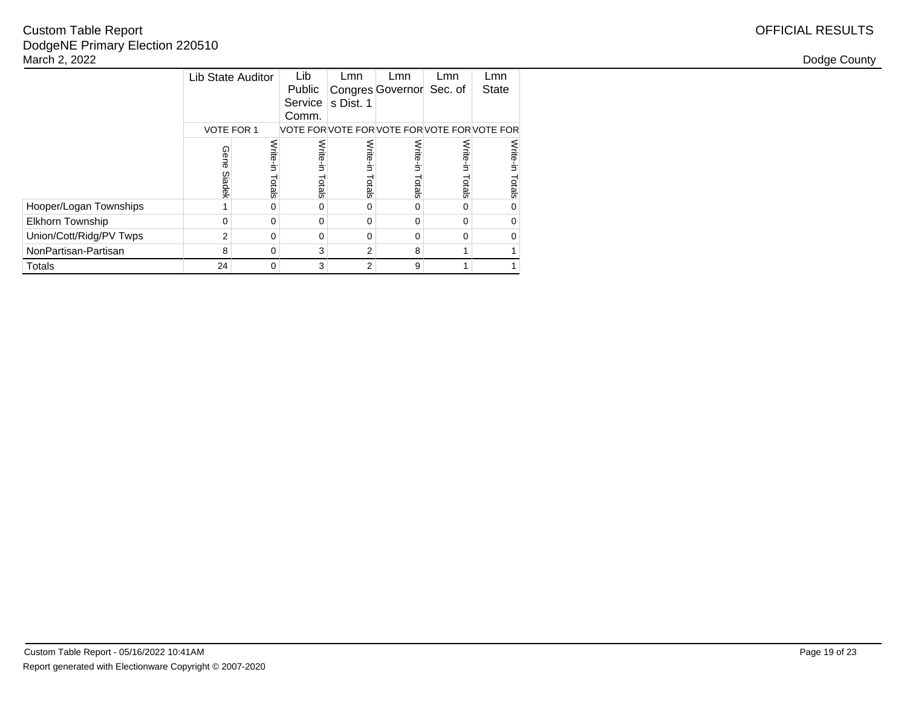Custom Table Report
DodgeNE Primary Election 220510
March 2, 2022

OFFICIAL RESULTS

Dodge County

| | Lib State Auditor | | Lib Public Service Comm. | Lmn Congress Dist. 1 | Lmn Governor | Lmn Sec. of | Lmn State |
|---|---|---|---|---|---|---|---|
| | VOTE FOR 1 | | VOTE FOR | VOTE FOR | VOTE FOR | VOTE FOR | VOTE FOR |
| | Gene Siadek | Write-in Totals | Write-in Totals | Write-in Totals | Write-in Totals | Write-in Totals | Write-in Totals |
| Hooper/Logan Townships | 1 | 0 | 0 | 0 | 0 | 0 | 0 |
| Elkhorn Township | 0 | 0 | 0 | 0 | 0 | 0 | 0 |
| Union/Cott/Ridg/PV Twps | 2 | 0 | 0 | 0 | 0 | 0 | 0 |
| NonPartisan-Partisan | 8 | 0 | 3 | 2 | 8 | 1 | 1 |
| Totals | 24 | 0 | 3 | 2 | 9 | 1 | 1 |

Custom Table Report - 05/16/2022 10:41AM
Report generated with Electionware Copyright © 2007-2020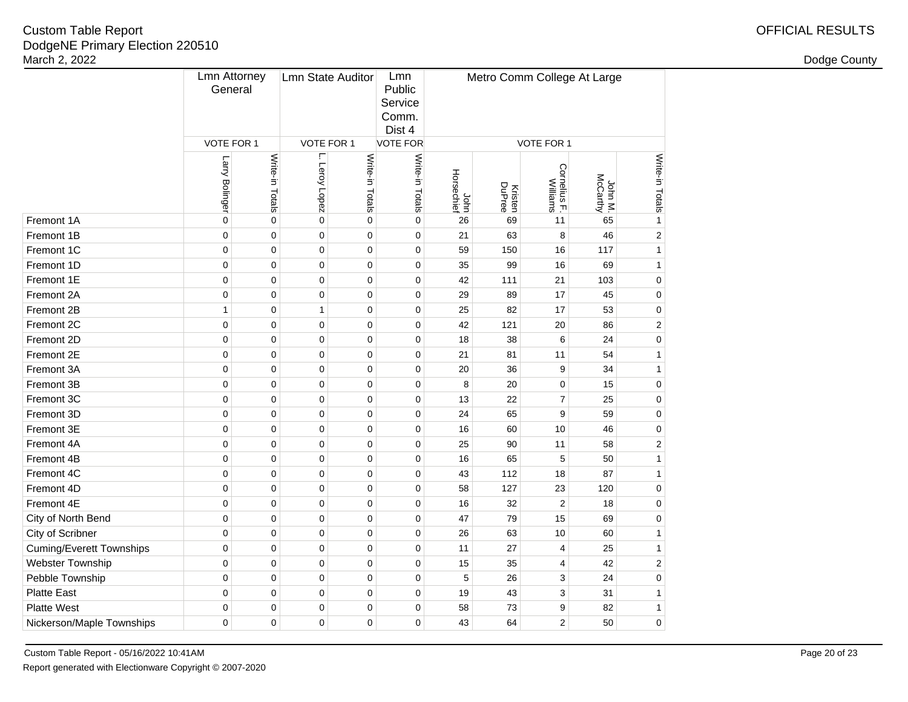Custom Table Report
DodgeNE Primary Election 220510
March 2, 2022

OFFICIAL RESULTS

Dodge County

| | Lmn Attorney General | | Lmn State Auditor | | Lmn Public Service Comm. Dist 4 | Metro Comm College At Large | | | | |
|---|---|---|---|---|---|---|---|---|---|---|
| | VOTE FOR 1 | | VOTE FOR 1 | | VOTE FOR | VOTE FOR 1 | | | | |
| | Larry Bolinger | Write-in Totals | L. Leroy Lopez | Write-in Totals | Write-in Totals | John Horsechief | Kristen DuPree | Cornelius F. Williams | John M. McCarthy | Write-in Totals |
| Fremont 1A | 0 | 0 | 0 | 0 | 0 | 26 | 69 | 11 | 65 | 1 |
| Fremont 1B | 0 | 0 | 0 | 0 | 0 | 21 | 63 | 8 | 46 | 2 |
| Fremont 1C | 0 | 0 | 0 | 0 | 0 | 59 | 150 | 16 | 117 | 1 |
| Fremont 1D | 0 | 0 | 0 | 0 | 0 | 35 | 99 | 16 | 69 | 1 |
| Fremont 1E | 0 | 0 | 0 | 0 | 0 | 42 | 111 | 21 | 103 | 0 |
| Fremont 2A | 0 | 0 | 0 | 0 | 0 | 29 | 89 | 17 | 45 | 0 |
| Fremont 2B | 1 | 0 | 1 | 0 | 0 | 25 | 82 | 17 | 53 | 0 |
| Fremont 2C | 0 | 0 | 0 | 0 | 0 | 42 | 121 | 20 | 86 | 2 |
| Fremont 2D | 0 | 0 | 0 | 0 | 0 | 18 | 38 | 6 | 24 | 0 |
| Fremont 2E | 0 | 0 | 0 | 0 | 0 | 21 | 81 | 11 | 54 | 1 |
| Fremont 3A | 0 | 0 | 0 | 0 | 0 | 20 | 36 | 9 | 34 | 1 |
| Fremont 3B | 0 | 0 | 0 | 0 | 0 | 8 | 20 | 0 | 15 | 0 |
| Fremont 3C | 0 | 0 | 0 | 0 | 0 | 13 | 22 | 7 | 25 | 0 |
| Fremont 3D | 0 | 0 | 0 | 0 | 0 | 24 | 65 | 9 | 59 | 0 |
| Fremont 3E | 0 | 0 | 0 | 0 | 0 | 16 | 60 | 10 | 46 | 0 |
| Fremont 4A | 0 | 0 | 0 | 0 | 0 | 25 | 90 | 11 | 58 | 2 |
| Fremont 4B | 0 | 0 | 0 | 0 | 0 | 16 | 65 | 5 | 50 | 1 |
| Fremont 4C | 0 | 0 | 0 | 0 | 0 | 43 | 112 | 18 | 87 | 1 |
| Fremont 4D | 0 | 0 | 0 | 0 | 0 | 58 | 127 | 23 | 120 | 0 |
| Fremont 4E | 0 | 0 | 0 | 0 | 0 | 16 | 32 | 2 | 18 | 0 |
| City of North Bend | 0 | 0 | 0 | 0 | 0 | 47 | 79 | 15 | 69 | 0 |
| City of Scribner | 0 | 0 | 0 | 0 | 0 | 26 | 63 | 10 | 60 | 1 |
| Cuming/Everett Townships | 0 | 0 | 0 | 0 | 0 | 11 | 27 | 4 | 25 | 1 |
| Webster Township | 0 | 0 | 0 | 0 | 0 | 15 | 35 | 4 | 42 | 2 |
| Pebble Township | 0 | 0 | 0 | 0 | 0 | 5 | 26 | 3 | 24 | 0 |
| Platte East | 0 | 0 | 0 | 0 | 0 | 19 | 43 | 3 | 31 | 1 |
| Platte West | 0 | 0 | 0 | 0 | 0 | 58 | 73 | 9 | 82 | 1 |
| Nickerson/Maple Townships | 0 | 0 | 0 | 0 | 0 | 43 | 64 | 2 | 50 | 0 |

Custom Table Report - 05/16/2022 10:41AM

Report generated with Electionware Copyright © 2007-2020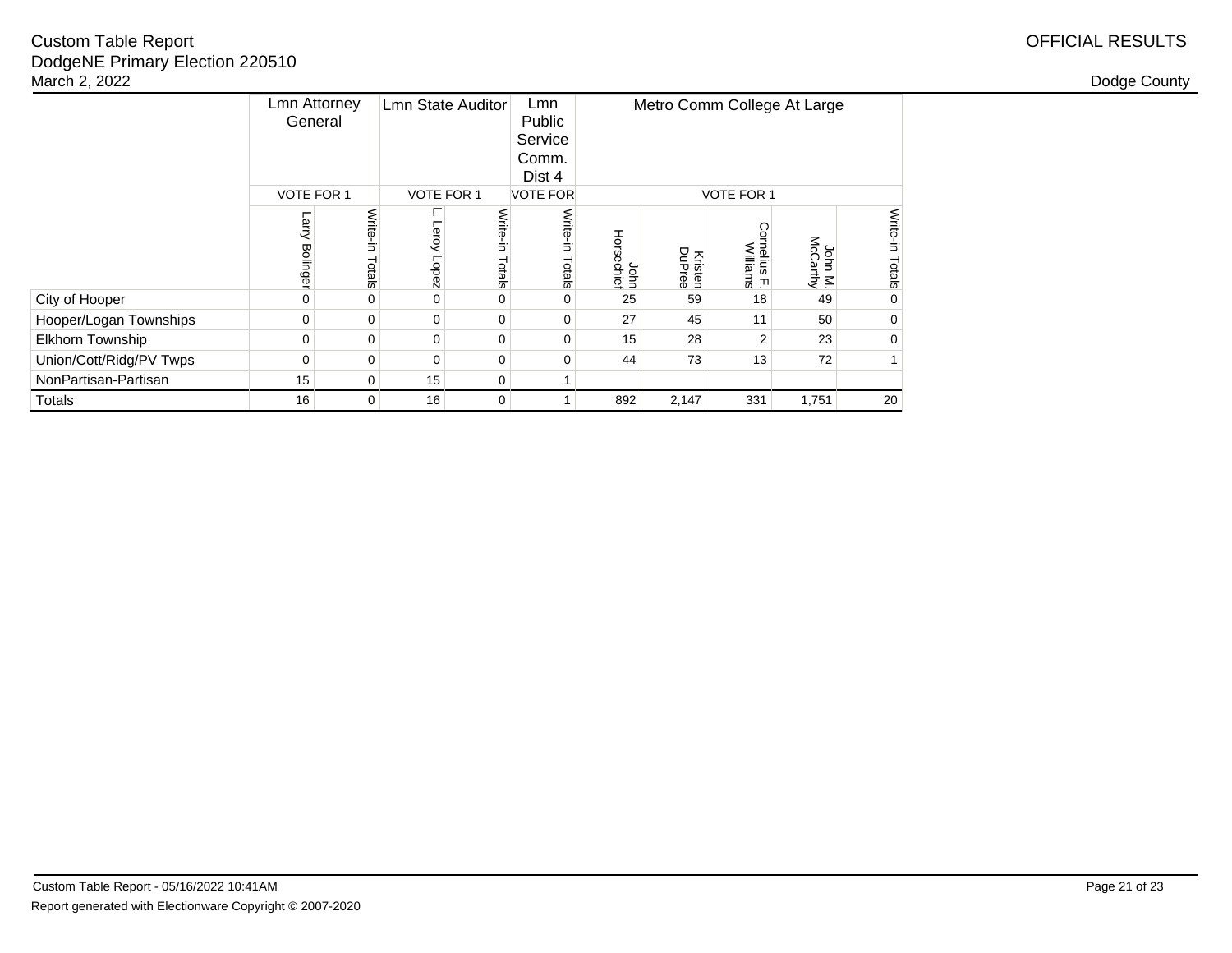Custom Table Report
DodgeNE Primary Election 220510
March 2, 2022

OFFICIAL RESULTS

Dodge County

| | Lmn Attorney General | | Lmn State Auditor | | Lmn Public Service Comm. Dist 4 | Metro Comm College At Large | | | | |
|---|---|---|---|---|---|---|---|---|---|---|
| | VOTE FOR 1 | | VOTE FOR 1 | | VOTE FOR | VOTE FOR 1 | | | | |
| | Larry Bolinger | Write-in Totals | L. Leroy Lopez | Write-in Totals | Write-in Totals | John Horsechief | Kristen DuPree | Cornelius F. Williams | John M. McCarthy | Write-in Totals |
| City of Hooper | 0 | 0 | 0 | 0 | 0 | 25 | 59 | 18 | 49 | 0 |
| Hooper/Logan Townships | 0 | 0 | 0 | 0 | 0 | 27 | 45 | 11 | 50 | 0 |
| Elkhorn Township | 0 | 0 | 0 | 0 | 0 | 15 | 28 | 2 | 23 | 0 |
| Union/Cott/Ridg/PV Twps | 0 | 0 | 0 | 0 | 0 | 44 | 73 | 13 | 72 | 1 |
| NonPartisan-Partisan | 15 | 0 | 15 | 0 | 1 | | | | | |
| Totals | 16 | 0 | 16 | 0 | 1 | 892 | 2,147 | 331 | 1,751 | 20 |

Custom Table Report - 05/16/2022 10:41AM

Report generated with Electionware Copyright © 2007-2020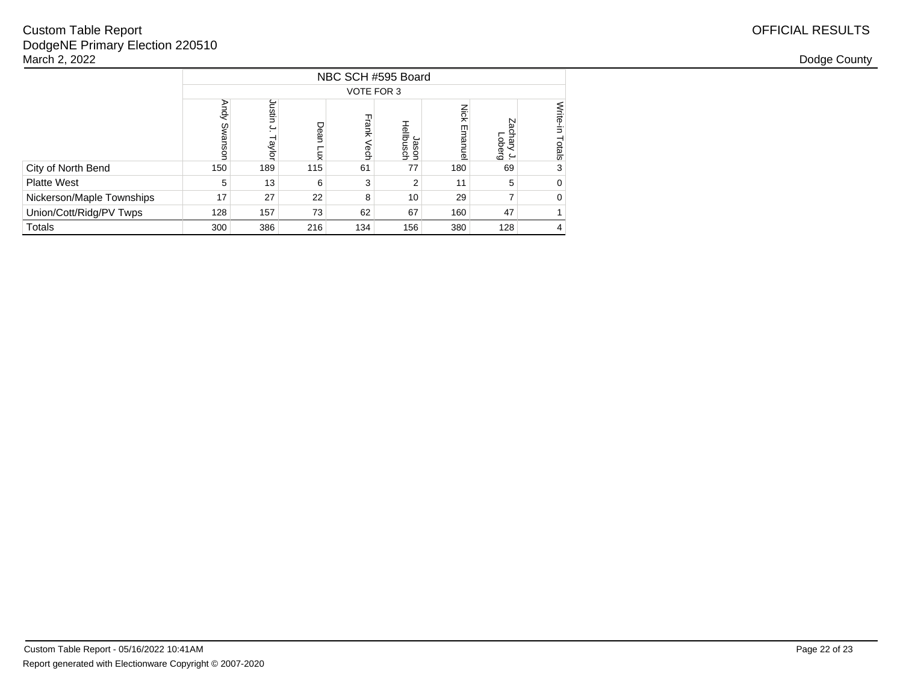Custom Table Report
DodgeNE Primary Election 220510
March 2, 2022

OFFICIAL RESULTS

Dodge County

| | NBC SCH #595 Board | | | | | | | |
|---|---|---|---|---|---|---|---|---|
| | VOTE FOR 3 | | | | | | | |
| | Andy Swanson | Justin J. Taylor | Dean Lux | Frank Vech | Jason Hellbusch | Nick Emanuel | Zachary J. Loberg | Write-in Totals |
| City of North Bend | 150 | 189 | 115 | 61 | 77 | 180 | 69 | 3 |
| Platte West | 5 | 13 | 6 | 3 | 2 | 11 | 5 | 0 |
| Nickerson/Maple Townships | 17 | 27 | 22 | 8 | 10 | 29 | 7 | 0 |
| Union/Cott/Ridg/PV Twps | 128 | 157 | 73 | 62 | 67 | 160 | 47 | 1 |
| Totals | 300 | 386 | 216 | 134 | 156 | 380 | 128 | 4 |

Custom Table Report - 05/16/2022 10:41AM

Report generated with Electionware Copyright © 2007-2020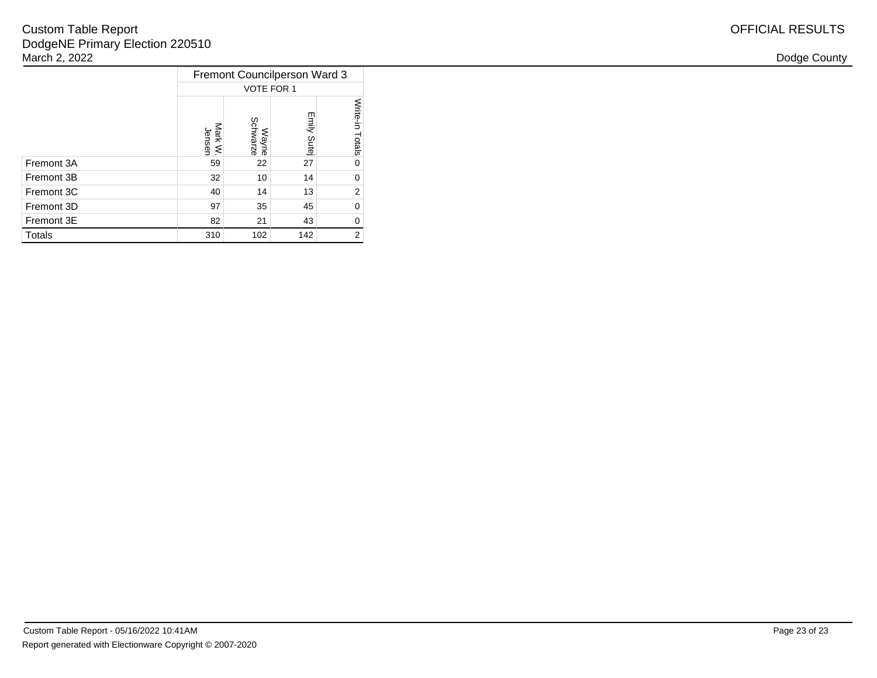| | Fremont Councilperson Ward 3 | | | |
|---|---|---|---|---|
| | VOTE FOR 1 | | | |
| | Mark W. Jensen | Wayne Schwarze | Emily Sutej | Write-in Totals |
| Fremont 3A | 59 | 22 | 27 | 0 |
| Fremont 3B | 32 | 10 | 14 | 0 |
| Fremont 3C | 40 | 14 | 13 | 2 |
| Fremont 3D | 97 | 35 | 45 | 0 |
| Fremont 3E | 82 | 21 | 43 | 0 |
| Totals | 310 | 102 | 142 | 2 |